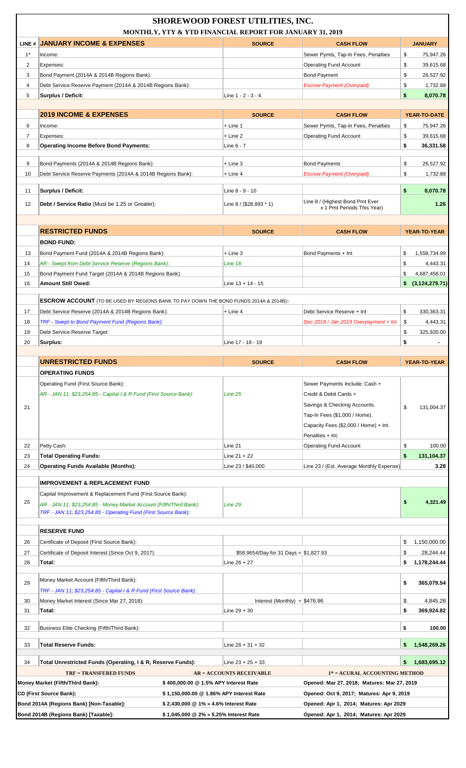# SHOREWOOD FOREST UTILITIES, INC.

## MONTHLY, YTY & YTD FINANCIAL REPORT FOR JANUARY 31, 2019

| LINE # | JANUARY INCOME & EXPENSES | SOURCE | CASH FLOW | JANUARY |
|---|---|---|---|---|
| 1* | Income: | | Sewer Pymts, Tap-In Fees, Penalties | $ 75,947.26 |
| 2 | Expenses: | | Operating Fund Account | $ 39,615.68 |
| 3 | Bond Payment (2014A & 2014B Regions Bank): | | Bond Payment | $ 26,527.92 |
| 4 | Debt Service Reserve Payment (2014A & 2014B Regions Bank): | | *Escrow Payment (Overpaid)* | $ 1,732.88 |
| 5 | **Surplus / Deficit:** | Line 1 - 2 - 3 - 4 | | **$ 8,070.78** |

| | 2019 INCOME & EXPENSES | SOURCE | CASH FLOW | YEAR-TO-DATE |
|---|---|---|---|---|
| 6 | Income: | + Line 1 | Sewer Pymts, Tap-In Fees, Penalties | $ 75,947.26 |
| 7 | Expenses: | + Line 2 | Operating Fund Account | $ 39,615.68 |
| 8 | **Operating Income Before Bond Payments:** | Line 6 - 7 | | **$ 36,331.58** |
| 9 | Bond Payments (2014A & 2014B Regions Bank): | + Line 3 | Bond Payments | $ 26,527.92 |
| 10 | Debt Service Reserve Payments (2014A & 2014B Regions Bank): | + Line 4 | *Escrow Payment (Overpaid)* | $ 1,732.88 |
| 11 | **Surplus / Deficit:** | Line 8 - 9 - 10 | | **$ 8,070.78** |
| 12 | **Debt / Service Ratio** (Must be 1.25 or Greater): | Line 8 / ($28,893 * 1) | Line 8 / (Highest Bond Pmt Ever x 1 Pmt Periods This Year) | **1.26** |

| | RESTRICTED FUNDS | SOURCE | CASH FLOW | YEAR-TO-YEAR |
|---|---|---|---|---|
| | **BOND FUND:** | | | |
| 13 | Bond Payment Fund (2014A & 2014B Regions Bank): | + Line 3 | Bond Payments + Int | $ 1,558,734.99 |
| 14 | *AR - Swept from Debt Service Reserve (Regions Bank):* | Line 18 | | $ 4,443.31 |
| 15 | Bond Payment Fund Target (2014A & 2014B Regions Bank): | | | $ 4,687,458.01 |
| 16 | **Amount Still Owed:** | Line 13 + 14 - 15 | | **$ (3,124,279.71)** |
| | **ESCROW ACCOUNT** (TO BE USED BY REGIONS BANK TO PAY DOWN THE BOND FUNDS 2014A & 2014B)**:** | | | |
| 17 | Debt Service Reserve (2014A & 2014B Regions Bank): | + Line 4 | Debt Service Reserve + Int | $ 330,363.31 |
| 18 | *TRF - Swept to Bond Payment Fund (Regions Bank):* | | *Dec 2018 / Jan 2019 Overpayment + Int* | $ 4,443.31 |
| 19 | Debt Service Reserve Target: | | | $ 325,920.00 |
| 20 | **Surplus:** | Line 17 - 18 - 19 | | **$ -** |

| | UNRESTRICTED FUNDS | SOURCE | CASH FLOW | YEAR-TO-YEAR |
|---|---|---|---|---|
| | **OPERATING FUNDS** | | | |
| 21 | Operating Fund (First Source Bank): *AR - JAN 11; $23,254.85 - Capital I & R Fund (First Source Bank):* | *Line 25* | Sewer Payments Include: Cash + Credit & Debit Cards + Savings & Checking Accounts. Tap-In Fees ($1,000 / Home). Capacity Fees ($2,000 / Home) + Int. Penalties + Int. | $ 131,004.37 |
| 22 | Petty Cash: | Line 21 | Operating Fund Account | $ 100.00 |
| 23 | **Total Operating Funds:** | Line 21 + 22 | | **$ 131,104.37** |
| 24 | **Operating Funds Available (Months):** | Line 23 / $40,000 | Line 23 / (Est. Average Monthly Expense) | **3.28** |
| | **IMPROVEMENT & REPLACEMENT FUND** | | | |
| 25 | Capital Improvement & Replacement Fund (First Source Bank): *AR - JAN 11; $23,254.85 - Money Market Account (Fifth/Third Bank):* *TRF - JAN 11; $23,254.85 - Operating Fund (First Source Bank):* | *Line 29* | | **$ 4,321.49** |
| | **RESERVE FUND** | | | |
| 26 | Certificate of Deposit (First Source Bank): | | | $ 1,150,000.00 |
| 27 | Certificate of Deposit Interest (Since Oct 9, 2017): | $58.9654/Day for 31 Days = $1,827.93 | | $ 28,244.44 |
| 28 | **Total:** | Line 26 + 27 | | **$ 1,178,244.44** |
| 29 | Money Market Account (Fifth/Third Bank): *TRF - JAN 11; $23,254.85 - Capital I & R Fund (First Source Bank):* | | | **$ 365,079.54** |
| 30 | Money Market Interest (Since Mar 27, 2018): | Interest (Monthly) = $476.96 | | $ 4,845.28 |
| 31 | **Total:** | Line 29 + 30 | | **$ 369,924.82** |
| 32 | Business Elite Checking (Fifth/Third Bank): | | | **$ 100.00** |
| 33 | **Total Reserve Funds:** | Line 28 + 31 + 32 | | **$ 1,548,269.26** |
| 34 | **Total Unrestricted Funds (Operating, I & R, Reserve Funds):** | Line 23 + 25 + 33 | | **$ 1,683,695.12** |

| TRF = TRANSFERED FUNDS | AR = ACCOUNTS RECEIVABLE | 1* = ACURAL ACCOUNTING METHOD |
|---|---|---|
| **Money Market (Fifth/Third Bank):** | **$ 400,000.00 @ 1.5% APY Interest Rate** | **Opened: Mar 27, 2018; Matures: Mar 27, 2019** |
| **CD (First Source Bank):** | **$ 1,150,000.00 @ 1.86% APY Interest Rate** | **Opened: Oct 9, 2017; Matures: Apr 9, 2019** |
| **Bond 2014A (Regions Bank) [Non-Taxable]:** | **$ 2,430,000 @ 1% » 4.6% Interest Rate** | **Opened: Apr 1, 2014; Matures: Apr 2029** |
| **Bond 2014B (Regions Bank) [Taxable]:** | **$ 1,045,000 @ 2% » 5.25% Interest Rate** | **Opened: Apr 1, 2014; Matures: Apr 2029** |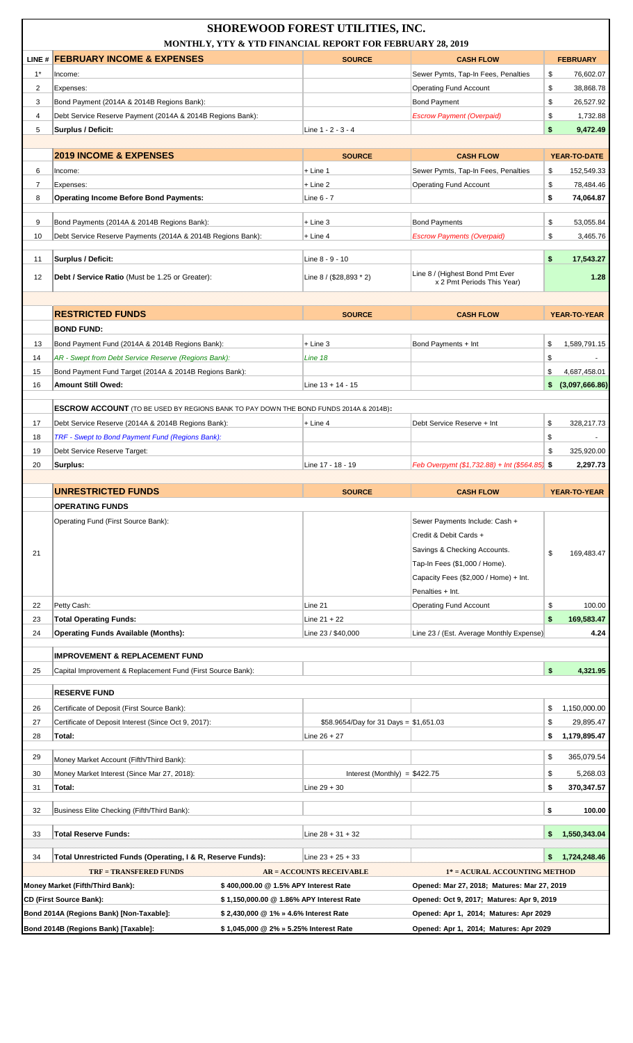# SHOREWOOD FOREST UTILITIES, INC.

## MONTHLY, YTY & YTD FINANCIAL REPORT FOR FEBRUARY 28, 2019

| LINE # | FEBRUARY INCOME & EXPENSES | SOURCE | CASH FLOW | FEBRUARY |
|---|---|---|---|---|
| 1* | Income: | | Sewer Pymts, Tap-In Fees, Penalties | $ 76,602.07 |
| 2 | Expenses: | | Operating Fund Account | $ 38,868.78 |
| 3 | Bond Payment (2014A & 2014B Regions Bank): | | Bond Payment | $ 26,527.92 |
| 4 | Debt Service Reserve Payment (2014A & 2014B Regions Bank): | | *Escrow Payment (Overpaid)* | $ 1,732.88 |
| 5 | **Surplus / Deficit:** | Line 1 - 2 - 3 - 4 | | **$ 9,472.49** |
| | **2019 INCOME & EXPENSES** | **SOURCE** | **CASH FLOW** | **YEAR-TO-DATE** |
| 6 | Income: | + Line 1 | Sewer Pymts, Tap-In Fees, Penalties | $ 152,549.33 |
| 7 | Expenses: | + Line 2 | Operating Fund Account | $ 78,484.46 |
| 8 | **Operating Income Before Bond Payments:** | Line 6 - 7 | | **$ 74,064.87** |
| 9 | Bond Payments (2014A & 2014B Regions Bank): | + Line 3 | Bond Payments | $ 53,055.84 |
| 10 | Debt Service Reserve Payments (2014A & 2014B Regions Bank): | + Line 4 | *Escrow Payments (Overpaid)* | $ 3,465.76 |
| 11 | **Surplus / Deficit:** | Line 8 - 9 - 10 | | **$ 17,543.27** |
| 12 | **Debt / Service Ratio** (Must be 1.25 or Greater): | Line 8 / ($28,893 * 2) | Line 8 / (Highest Bond Pmt Ever x 2 Pmt Periods This Year) | **1.28** |
| | **RESTRICTED FUNDS** | **SOURCE** | **CASH FLOW** | **YEAR-TO-YEAR** |
| | **BOND FUND:** | | | |
| 13 | Bond Payment Fund (2014A & 2014B Regions Bank): | + Line 3 | Bond Payments + Int | $ 1,589,791.15 |
| 14 | *AR - Swept from Debt Service Reserve (Regions Bank):* | *Line 18* | | $ - |
| 15 | Bond Payment Fund Target (2014A & 2014B Regions Bank): | | | $ 4,687,458.01 |
| 16 | **Amount Still Owed:** | Line 13 + 14 - 15 | | **$ (3,097,666.86)** |
| | **ESCROW ACCOUNT** (TO BE USED BY REGIONS BANK TO PAY DOWN THE BOND FUNDS 2014A & 2014B): | | | |
| 17 | Debt Service Reserve (2014A & 2014B Regions Bank): | + Line 4 | Debt Service Reserve + Int | $ 328,217.73 |
| 18 | *TRF - Swept to Bond Payment Fund (Regions Bank):* | | | $ - |
| 19 | Debt Service Reserve Target: | | | $ 325,920.00 |
| 20 | **Surplus:** | Line 17 - 18 - 19 | *Feb Overpymt ($1,732.88) + Int ($564.85)* | **$ 2,297.73** |
| | **UNRESTRICTED FUNDS** | **SOURCE** | **CASH FLOW** | **YEAR-TO-YEAR** |
| | **OPERATING FUNDS** | | | |
| 21 | Operating Fund (First Source Bank): | | Sewer Payments Include: Cash + Credit & Debit Cards + Savings & Checking Accounts. Tap-In Fees ($1,000 / Home). Capacity Fees ($2,000 / Home) + Int. Penalties + Int. | $ 169,483.47 |
| 22 | Petty Cash: | Line 21 | Operating Fund Account | $ 100.00 |
| 23 | **Total Operating Funds:** | Line 21 + 22 | | **$ 169,583.47** |
| 24 | **Operating Funds Available (Months):** | Line 23 / $40,000 | Line 23 / (Est. Average Monthly Expense) | **4.24** |
| | **IMPROVEMENT & REPLACEMENT FUND** | | | |
| 25 | Capital Improvement & Replacement Fund (First Source Bank): | | | **$ 4,321.95** |
| | **RESERVE FUND** | | | |
| 26 | Certificate of Deposit (First Source Bank): | | | $ 1,150,000.00 |
| 27 | Certificate of Deposit Interest (Since Oct 9, 2017): | $58.9654/Day for 31 Days = $1,651.03 | | $ 29,895.47 |
| 28 | **Total:** | Line 26 + 27 | | **$ 1,179,895.47** |
| 29 | Money Market Account (Fifth/Third Bank): | | | $ 365,079.54 |
| 30 | Money Market Interest (Since Mar 27, 2018): | Interest (Monthly) = $422.75 | | $ 5,268.03 |
| 31 | **Total:** | Line 29 + 30 | | **$ 370,347.57** |
| 32 | Business Elite Checking (Fifth/Third Bank): | | | **$ 100.00** |
| 33 | **Total Reserve Funds:** | Line 28 + 31 + 32 | | **$ 1,550,343.04** |
| 34 | **Total Unrestricted Funds (Operating, I & R, Reserve Funds):** | Line 23 + 25 + 33 | | **$ 1,724,248.46** |

| TRF = TRANSFERED FUNDS | AR = ACCOUNTS RECEIVABLE | 1* = ACURAL ACCOUNTING METHOD |
|---|---|---|
| **Money Market (Fifth/Third Bank):** | **$ 400,000.00 @ 1.5% APY Interest Rate** | **Opened: Mar 27, 2018; Matures: Mar 27, 2019** |
| **CD (First Source Bank):** | **$ 1,150,000.00 @ 1.86% APY Interest Rate** | **Opened: Oct 9, 2017; Matures: Apr 9, 2019** |
| **Bond 2014A (Regions Bank) [Non-Taxable]:** | **$ 2,430,000 @ 1% » 4.6% Interest Rate** | **Opened: Apr 1, 2014; Matures: Apr 2029** |
| **Bond 2014B (Regions Bank) [Taxable]:** | **$ 1,045,000 @ 2% » 5.25% Interest Rate** | **Opened: Apr 1, 2014; Matures: Apr 2029** |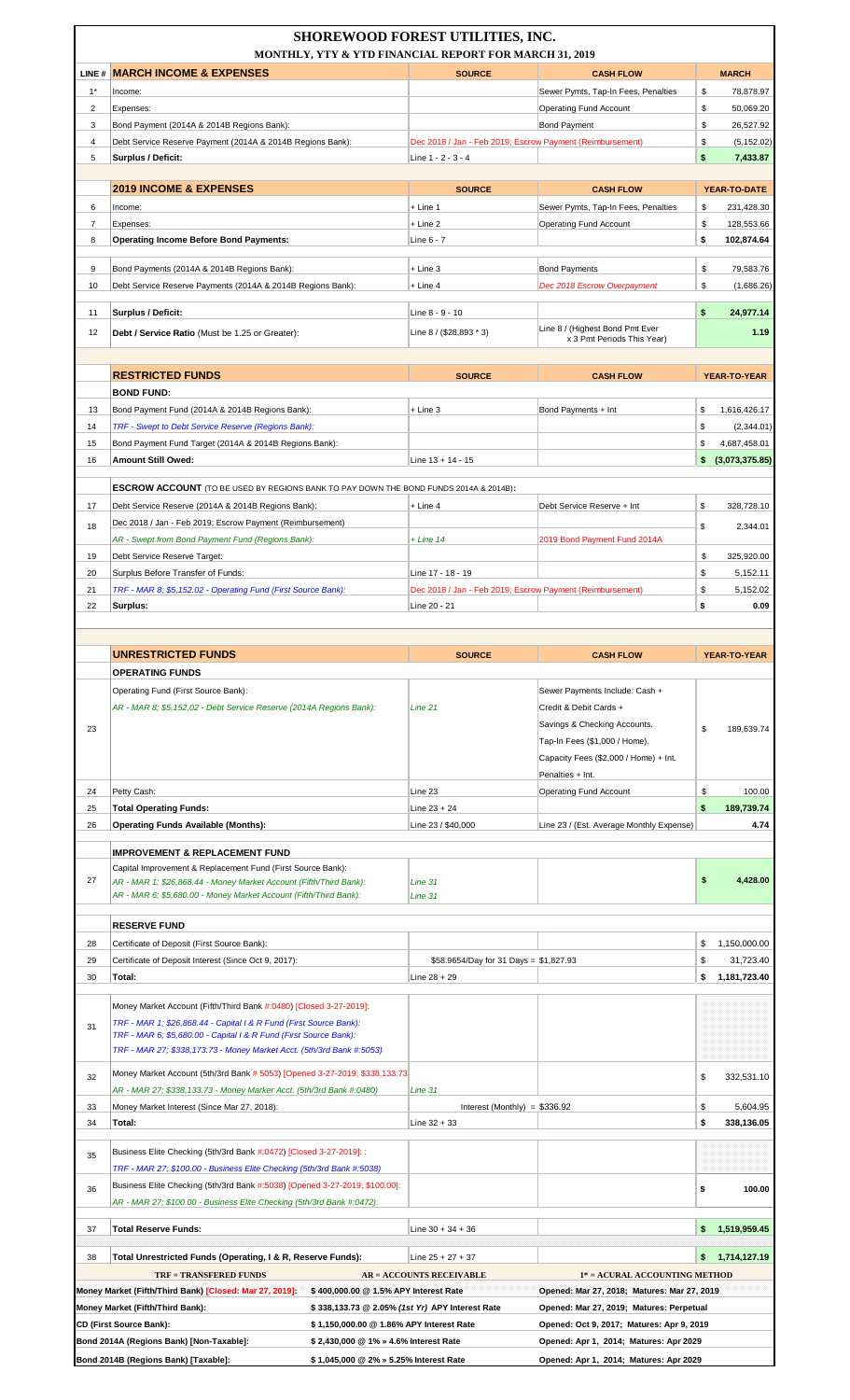# SHOREWOOD FOREST UTILITIES, INC.

## MONTHLY, YTY & YTD FINANCIAL REPORT FOR MARCH 31, 2019

| LINE # | MARCH INCOME & EXPENSES | SOURCE | CASH FLOW | MARCH |
|---|---|---|---|---|
| 1* | Income: | | Sewer Pymts, Tap-In Fees, Penalties | $ 78,878.97 |
| 2 | Expenses: | | Operating Fund Account | $ 50,069.20 |
| 3 | Bond Payment (2014A & 2014B Regions Bank): | | Bond Payment | $ 26,527.92 |
| 4 | Debt Service Reserve Payment (2014A & 2014B Regions Bank): | Dec 2018 / Jan - Feb 2019; Escrow Payment (Reimbursement) | | $ (5,152.02) |
| 5 | **Surplus / Deficit:** | Line 1 - 2 - 3 - 4 | | **$ 7,433.87** |

| LINE # | 2019 INCOME & EXPENSES | SOURCE | CASH FLOW | YEAR-TO-DATE |
|---|---|---|---|---|
| 6 | Income: | + Line 1 | Sewer Pymts, Tap-In Fees, Penalties | $ 231,428.30 |
| 7 | Expenses: | + Line 2 | Operating Fund Account | $ 128,553.66 |
| 8 | **Operating Income Before Bond Payments:** | Line 6 - 7 | | **$ 102,874.64** |
| 9 | Bond Payments (2014A & 2014B Regions Bank): | + Line 3 | Bond Payments | $ 79,583.76 |
| 10 | Debt Service Reserve Payments (2014A & 2014B Regions Bank): | + Line 4 | *Dec 2018 Escrow Overpayment* | $ (1,686.26) |
| 11 | **Surplus / Deficit:** | Line 8 - 9 - 10 | | **$ 24,977.14** |
| 12 | **Debt / Service Ratio** (Must be 1.25 or Greater): | Line 8 / ($28,893 * 3) | Line 8 / (Highest Bond Pmt Ever x 3 Pmt Periods This Year) | **1.19** |

| LINE # | RESTRICTED FUNDS | SOURCE | CASH FLOW | YEAR-TO-YEAR |
|---|---|---|---|---|
| | **BOND FUND:** | | | |
| 13 | Bond Payment Fund (2014A & 2014B Regions Bank): | + Line 3 | Bond Payments + Int | $ 1,616,426.17 |
| 14 | *TRF - Swept to Debt Service Reserve (Regions Bank):* | | | $ (2,344.01) |
| 15 | Bond Payment Fund Target (2014A & 2014B Regions Bank): | | | $ 4,687,458.01 |
| 16 | **Amount Still Owed:** | Line 13 + 14 - 15 | | **$ (3,073,375.85)** |
| | **ESCROW ACCOUNT** (TO BE USED BY REGIONS BANK TO PAY DOWN THE BOND FUNDS 2014A & 2014B): | | | |
| 17 | Debt Service Reserve (2014A & 2014B Regions Bank): | + Line 4 | Debt Service Reserve + Int | $ 328,728.10 |
| 18 | Dec 2018 / Jan - Feb 2019; Escrow Payment (Reimbursement) <br> *AR - Swept from Bond Payment Fund (Regions Bank):* | *+ Line 14* | *2019 Bond Payment Fund 2014A* | $ 2,344.01 |
| 19 | Debt Service Reserve Target: | | | $ 325,920.00 |
| 20 | Surplus Before Transfer of Funds: | Line 17 - 18 - 19 | | $ 5,152.11 |
| 21 | *TRF - MAR 8; $5,152.02 - Operating Fund (First Source Bank):* | Dec 2018 / Jan - Feb 2019; Escrow Payment (Reimbursement) | | $ 5,152.02 |
| 22 | **Surplus:** | Line 20 - 21 | | **$ 0.09** |

| LINE # | UNRESTRICTED FUNDS | SOURCE | CASH FLOW | YEAR-TO-YEAR |
|---|---|---|---|---|
| | **OPERATING FUNDS** | | | |
| 23 | Operating Fund (First Source Bank): <br> *AR - MAR 8; $5,152.02 - Debt Service Reserve (2014A Regions Bank):* | *Line 21* | Sewer Payments Include: Cash + Credit & Debit Cards + Savings & Checking Accounts. Tap-In Fees ($1,000 / Home). Capacity Fees ($2,000 / Home) + Int. Penalties + Int. | $ 189,639.74 |
| 24 | Petty Cash: | Line 23 | Operating Fund Account | $ 100.00 |
| 25 | **Total Operating Funds:** | Line 23 + 24 | | **$ 189,739.74** |
| 26 | **Operating Funds Available (Months):** | Line 23 / $40,000 | Line 23 / (Est. Average Monthly Expense) | **4.74** |
| | **IMPROVEMENT & REPLACEMENT FUND** | | | |
| 27 | Capital Improvement & Replacement Fund (First Source Bank): <br> *AR - MAR 1; $26,868.44 - Money Market Account (Fifth/Third Bank):* <br> *AR - MAR 6; $5,680.00 - Money Market Account (Fifth/Third Bank):* | *Line 31* <br> *Line 31* | | **$ 4,428.00** |
| | **RESERVE FUND** | | | |
| 28 | Certificate of Deposit (First Source Bank): | | | $ 1,150,000.00 |
| 29 | Certificate of Deposit Interest (Since Oct 9, 2017): | $58.9654/Day for 31 Days = $1,827.93 | | $ 31,723.40 |
| 30 | **Total:** | Line 28 + 29 | | **$ 1,181,723.40** |
| 31 | Money Market Account (Fifth/Third Bank #:0480) [Closed 3-27-2019]: <br> *TRF - MAR 1; $26,868.44 - Capital I & R Fund (First Source Bank):* <br> *TRF - MAR 6; $5,680.00 - Capital I & R Fund (First Source Bank):* <br> *TRF - MAR 27; $338,173.73 - Money Market Acct. (5th/3rd Bank #:5053)* | | | |
| 32 | Money Market Account (5th/3rd Bank #:5053) [Opened 3-27-2019; $338,133.73] <br> *AR - MAR 27; $338,133.73 - Money Marker Acct. (5th/3rd Bank #:0480)* | *Line 31* | | $ 332,531.10 |
| 33 | Money Market Interest (Since Mar 27, 2018): | Interest (Monthly) = $336.92 | | $ 5,604.95 |
| 34 | **Total:** | Line 32 + 33 | | **$ 338,136.05** |
| 35 | Business Elite Checking (5th/3rd Bank #:0472) [Closed 3-27-2019]: : <br> *TRF - MAR 27; $100.00 - Business Elite Checking (5th/3rd Bank #:5038)* | | | |
| 36 | Business Elite Checking (5th/3rd Bank #:5038) [Opened 3-27-2019; $100.00]: <br> *AR - MAR 27; $100.00 - Business Elite Checking (5th/3rd Bank #:0472):* | | | **$ 100.00** |
| 37 | **Total Reserve Funds:** | Line 30 + 34 + 36 | | **$ 1,519,959.45** |
| 38 | **Total Unrestricted Funds (Operating, I & R, Reserve Funds):** | Line 25 + 27 + 37 | | **$ 1,714,127.19** |

| TRF = TRANSFERED FUNDS | AR = ACCOUNTS RECEIVABLE | 1* = ACURAL ACCOUNTING METHOD |
|---|---|---|
| Money Market (Fifth/Third Bank) [Closed: Mar 27, 2019]: | $ 400,000.00 @ 1.5% APY Interest Rate | Opened: Mar 27, 2018; Matures: Mar 27, 2019 |
| Money Market (Fifth/Third Bank): | $ 338,133.73 @ 2.05% *(1st Yr)* APY Interest Rate | Opened: Mar 27, 2019; Matures: Perpetual |
| CD (First Source Bank): | $ 1,150,000.00 @ 1.86% APY Interest Rate | Opened: Oct 9, 2017; Matures: Apr 9, 2019 |
| Bond 2014A (Regions Bank) [Non-Taxable]: | $ 2,430,000 @ 1% » 4.6% Interest Rate | Opened: Apr 1, 2014; Matures: Apr 2029 |
| Bond 2014B (Regions Bank) [Taxable]: | $ 1,045,000 @ 2% » 5.25% Interest Rate | Opened: Apr 1, 2014; Matures: Apr 2029 |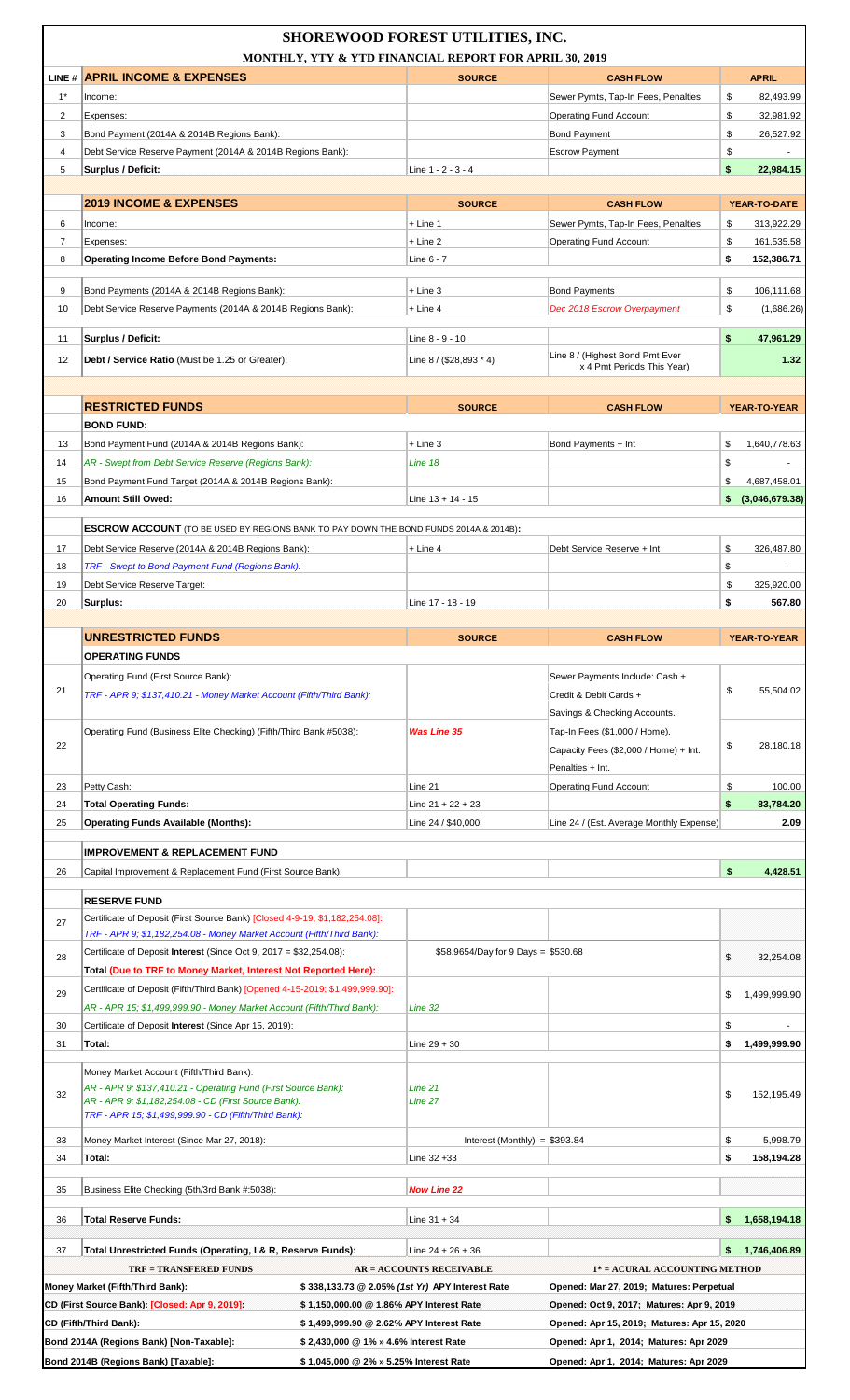# SHOREWOOD FOREST UTILITIES, INC.

## MONTHLY, YTY & YTD FINANCIAL REPORT FOR APRIL 30, 2019

| LINE # | APRIL INCOME & EXPENSES | SOURCE | CASH FLOW | APRIL |
|---|---|---|---|---|
| 1* | Income: | | Sewer Pymts, Tap-In Fees, Penalties | $ 82,493.99 |
| 2 | Expenses: | | Operating Fund Account | $ 32,981.92 |
| 3 | Bond Payment (2014A & 2014B Regions Bank): | | Bond Payment | $ 26,527.92 |
| 4 | Debt Service Reserve Payment (2014A & 2014B Regions Bank): | | Escrow Payment | $ - |
| 5 | **Surplus / Deficit:** | Line 1 - 2 - 3 - 4 | | **$ 22,984.15** |
| | **2019 INCOME & EXPENSES** | **SOURCE** | **CASH FLOW** | **YEAR-TO-DATE** |
| 6 | Income: | + Line 1 | Sewer Pymts, Tap-In Fees, Penalties | $ 313,922.29 |
| 7 | Expenses: | + Line 2 | Operating Fund Account | $ 161,535.58 |
| 8 | **Operating Income Before Bond Payments:** | Line 6 - 7 | | **$ 152,386.71** |
| 9 | Bond Payments (2014A & 2014B Regions Bank): | + Line 3 | Bond Payments | $ 106,111.68 |
| 10 | Debt Service Reserve Payments (2014A & 2014B Regions Bank): | + Line 4 | *Dec 2018 Escrow Overpayment* | $ (1,686.26) |
| 11 | **Surplus / Deficit:** | Line 8 - 9 - 10 | | **$ 47,961.29** |
| 12 | **Debt / Service Ratio** (Must be 1.25 or Greater): | Line 8 / ($28,893 * 4) | Line 8 / (Highest Bond Pmt Ever x 4 Pmt Periods This Year) | **1.32** |
| | **RESTRICTED FUNDS** | **SOURCE** | **CASH FLOW** | **YEAR-TO-YEAR** |
| | **BOND FUND:** | | | |
| 13 | Bond Payment Fund (2014A & 2014B Regions Bank): | + Line 3 | Bond Payments + Int | $ 1,640,778.63 |
| 14 | *AR - Swept from Debt Service Reserve (Regions Bank):* | *Line 18* | | $ - |
| 15 | Bond Payment Fund Target (2014A & 2014B Regions Bank): | | | $ 4,687,458.01 |
| 16 | **Amount Still Owed:** | Line 13 + 14 - 15 | | **$ (3,046,679.38)** |
| | **ESCROW ACCOUNT** (TO BE USED BY REGIONS BANK TO PAY DOWN THE BOND FUNDS 2014A & 2014B): | | | |
| 17 | Debt Service Reserve (2014A & 2014B Regions Bank): | + Line 4 | Debt Service Reserve + Int | $ 326,487.80 |
| 18 | *TRF - Swept to Bond Payment Fund (Regions Bank):* | | | $ - |
| 19 | Debt Service Reserve Target: | | | $ 325,920.00 |
| 20 | **Surplus:** | Line 17 - 18 - 19 | | **$ 567.80** |
| | **UNRESTRICTED FUNDS** | **SOURCE** | **CASH FLOW** | **YEAR-TO-YEAR** |
| | **OPERATING FUNDS** | | | |
| 21 | Operating Fund (First Source Bank): *TRF - APR 9; $137,410.21 - Money Market Account (Fifth/Third Bank):* | | Sewer Payments Include: Cash + Credit & Debit Cards + Savings & Checking Accounts. | $ 55,504.02 |
| 22 | Operating Fund (Business Elite Checking) (Fifth/Third Bank #5038): | ***Was Line 35*** | Tap-In Fees ($1,000 / Home). Capacity Fees ($2,000 / Home) + Int. Penalties + Int. | $ 28,180.18 |
| 23 | Petty Cash: | Line 21 | Operating Fund Account | $ 100.00 |
| 24 | **Total Operating Funds:** | Line 21 + 22 + 23 | | **$ 83,784.20** |
| 25 | **Operating Funds Available (Months):** | Line 24 / $40,000 | Line 24 / (Est. Average Monthly Expense) | **2.09** |
| | **IMPROVEMENT & REPLACEMENT FUND** | | | |
| 26 | Capital Improvement & Replacement Fund (First Source Bank): | | | **$ 4,428.51** |
| | **RESERVE FUND** | | | |
| 27 | Certificate of Deposit (First Source Bank) [Closed 4-9-19; $1,182,254.08]: *TRF - APR 9; $1,182,254.08 - Money Market Account (Fifth/Third Bank):* | | | |
| 28 | Certificate of Deposit **Interest** (Since Oct 9, 2017 = $32,254.08): **Total (Due to TRF to Money Market, Interest Not Reported Here):** | $58.9654/Day for 9 Days = $530.68 | | $ 32,254.08 |
| 29 | Certificate of Deposit (Fifth/Third Bank) [Opened 4-15-2019; $1,499,999.90]: *AR - APR 15; $1,499,999.90 - Money Market Account (Fifth/Third Bank):* | *Line 32* | | $ 1,499,999.90 |
| 30 | Certificate of Deposit **Interest** (Since Apr 15, 2019): | | | $ - |
| 31 | **Total:** | Line 29 + 30 | | **$ 1,499,999.90** |
| 32 | Money Market Account (Fifth/Third Bank): *AR - APR 9; $137,410.21 - Operating Fund (First Source Bank): AR - APR 9; $1,182,254.08 - CD (First Source Bank): TRF - APR 15; $1,499,999.90 - CD (Fifth/Third Bank):* | *Line 21* *Line 27* | | $ 152,195.49 |
| 33 | Money Market Interest (Since Mar 27, 2018): | Interest (Monthly) = $393.84 | | $ 5,998.79 |
| 34 | **Total:** | Line 32 +33 | | **$ 158,194.28** |
| 35 | Business Elite Checking (5th/3rd Bank #:5038): | ***Now Line 22*** | | |
| 36 | **Total Reserve Funds:** | Line 31 + 34 | | **$ 1,658,194.18** |
| 37 | **Total Unrestricted Funds (Operating, I & R, Reserve Funds):** | Line 24 + 26 + 36 | | **$ 1,746,406.89** |

| TRF = TRANSFERED FUNDS | AR = ACCOUNTS RECEIVABLE | 1* = ACURAL ACCOUNTING METHOD |
|---|---|---|
| **Money Market (Fifth/Third Bank):** | **$ 338,133.73 @ 2.05% (1st Yr) APY Interest Rate** | **Opened: Mar 27, 2019; Matures: Perpetual** |
| **CD (First Source Bank): [Closed: Apr 9, 2019]:** | **$ 1,150,000.00 @ 1.86% APY Interest Rate** | **Opened: Oct 9, 2017; Matures: Apr 9, 2019** |
| **CD (Fifth/Third Bank):** | **$ 1,499,999.90 @ 2.62% APY Interest Rate** | **Opened: Apr 15, 2019; Matures: Apr 15, 2020** |
| **Bond 2014A (Regions Bank) [Non-Taxable]:** | **$ 2,430,000 @ 1% » 4.6% Interest Rate** | **Opened: Apr 1, 2014; Matures: Apr 2029** |
| **Bond 2014B (Regions Bank) [Taxable]:** | **$ 1,045,000 @ 2% » 5.25% Interest Rate** | **Opened: Apr 1, 2014; Matures: Apr 2029** |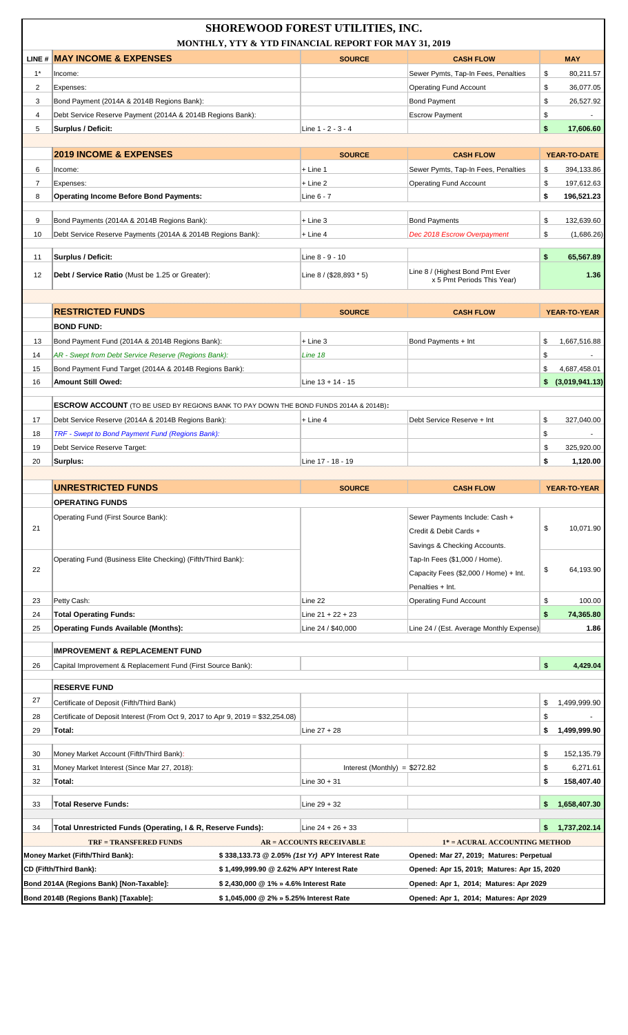# SHOREWOOD FOREST UTILITIES, INC.

## MONTHLY, YTY & YTD FINANCIAL REPORT FOR MAY 31, 2019

| LINE # | MAY INCOME & EXPENSES | SOURCE | CASH FLOW | MAY |
|---|---|---|---|---|
| 1* | Income: | | Sewer Pymts, Tap-In Fees, Penalties | $ 80,211.57 |
| 2 | Expenses: | | Operating Fund Account | $ 36,077.05 |
| 3 | Bond Payment (2014A & 2014B Regions Bank): | | Bond Payment | $ 26,527.92 |
| 4 | Debt Service Reserve Payment (2014A & 2014B Regions Bank): | | Escrow Payment | $ - |
| 5 | **Surplus / Deficit:** | Line 1 - 2 - 3 - 4 | | **$ 17,606.60** |

| | 2019 INCOME & EXPENSES | SOURCE | CASH FLOW | YEAR-TO-DATE |
|---|---|---|---|---|
| 6 | Income: | + Line 1 | Sewer Pymts, Tap-In Fees, Penalties | $ 394,133.86 |
| 7 | Expenses: | + Line 2 | Operating Fund Account | $ 197,612.63 |
| 8 | **Operating Income Before Bond Payments:** | Line 6 - 7 | | **$ 196,521.23** |
| 9 | Bond Payments (2014A & 2014B Regions Bank): | + Line 3 | Bond Payments | $ 132,639.60 |
| 10 | Debt Service Reserve Payments (2014A & 2014B Regions Bank): | + Line 4 | *Dec 2018 Escrow Overpayment* | $ (1,686.26) |
| 11 | **Surplus / Deficit:** | Line 8 - 9 - 10 | | **$ 65,567.89** |
| 12 | **Debt / Service Ratio** (Must be 1.25 or Greater): | Line 8 / ($28,893 * 5) | Line 8 / (Highest Bond Pmt Ever x 5 Pmt Periods This Year) | **1.36** |

| | RESTRICTED FUNDS | SOURCE | CASH FLOW | YEAR-TO-YEAR |
|---|---|---|---|---|
| | **BOND FUND:** | | | |
| 13 | Bond Payment Fund (2014A & 2014B Regions Bank): | + Line 3 | Bond Payments + Int | $ 1,667,516.88 |
| 14 | *AR - Swept from Debt Service Reserve (Regions Bank):* | *Line 18* | | $ - |
| 15 | Bond Payment Fund Target (2014A & 2014B Regions Bank): | | | $ 4,687,458.01 |
| 16 | **Amount Still Owed:** | Line 13 + 14 - 15 | | **$ (3,019,941.13)** |
| | **ESCROW ACCOUNT** (TO BE USED BY REGIONS BANK TO PAY DOWN THE BOND FUNDS 2014A & 2014B): | | | |
| 17 | Debt Service Reserve (2014A & 2014B Regions Bank): | + Line 4 | Debt Service Reserve + Int | $ 327,040.00 |
| 18 | *TRF - Swept to Bond Payment Fund (Regions Bank):* | | | $ - |
| 19 | Debt Service Reserve Target: | | | $ 325,920.00 |
| 20 | **Surplus:** | Line 17 - 18 - 19 | | **$ 1,120.00** |

| | UNRESTRICTED FUNDS | SOURCE | CASH FLOW | YEAR-TO-YEAR |
|---|---|---|---|---|
| | **OPERATING FUNDS** | | | |
| 21 | Operating Fund (First Source Bank): | | Sewer Payments Include: Cash + Credit & Debit Cards + Savings & Checking Accounts. | $ 10,071.90 |
| 22 | Operating Fund (Business Elite Checking) (Fifth/Third Bank): | | Tap-In Fees ($1,000 / Home). Capacity Fees ($2,000 / Home) + Int. Penalties + Int. | $ 64,193.90 |
| 23 | Petty Cash: | Line 22 | Operating Fund Account | $ 100.00 |
| 24 | **Total Operating Funds:** | Line 21 + 22 + 23 | | **$ 74,365.80** |
| 25 | **Operating Funds Available (Months):** | Line 24 / $40,000 | Line 24 / (Est. Average Monthly Expense) | **1.86** |
| | **IMPROVEMENT & REPLACEMENT FUND** | | | |
| 26 | Capital Improvement & Replacement Fund (First Source Bank): | | | **$ 4,429.04** |
| | **RESERVE FUND** | | | |
| 27 | Certificate of Deposit (Fifth/Third Bank) | | | $ 1,499,999.90 |
| 28 | Certificate of Deposit Interest (From Oct 9, 2017 to Apr 9, 2019 = $32,254.08) | | | $ - |
| 29 | **Total:** | Line 27 + 28 | | **$ 1,499,999.90** |
| 30 | Money Market Account (Fifth/Third Bank): | | | $ 152,135.79 |
| 31 | Money Market Interest (Since Mar 27, 2018): | Interest (Monthly) = $272.82 | | $ 6,271.61 |
| 32 | **Total:** | Line 30 + 31 | | **$ 158,407.40** |
| 33 | **Total Reserve Funds:** | Line 29 + 32 | | **$ 1,658,407.30** |
| 34 | **Total Unrestricted Funds (Operating, I & R, Reserve Funds):** | Line 24 + 26 + 33 | | **$ 1,737,202.14** |

| TRF = TRANSFERED FUNDS | AR = ACCOUNTS RECEIVABLE | 1* = ACURAL ACCOUNTING METHOD |
|---|---|---|
| **Money Market (Fifth/Third Bank):** | **$ 338,133.73 @ 2.05% (*1st Yr*) APY Interest Rate** | **Opened: Mar 27, 2019; Matures: Perpetual** |
| **CD (Fifth/Third Bank):** | **$ 1,499,999.90 @ 2.62% APY Interest Rate** | **Opened: Apr 15, 2019; Matures: Apr 15, 2020** |
| **Bond 2014A (Regions Bank) [Non-Taxable]:** | **$ 2,430,000 @ 1% » 4.6% Interest Rate** | **Opened: Apr 1, 2014; Matures: Apr 2029** |
| **Bond 2014B (Regions Bank) [Taxable]:** | **$ 1,045,000 @ 2% » 5.25% Interest Rate** | **Opened: Apr 1, 2014; Matures: Apr 2029** |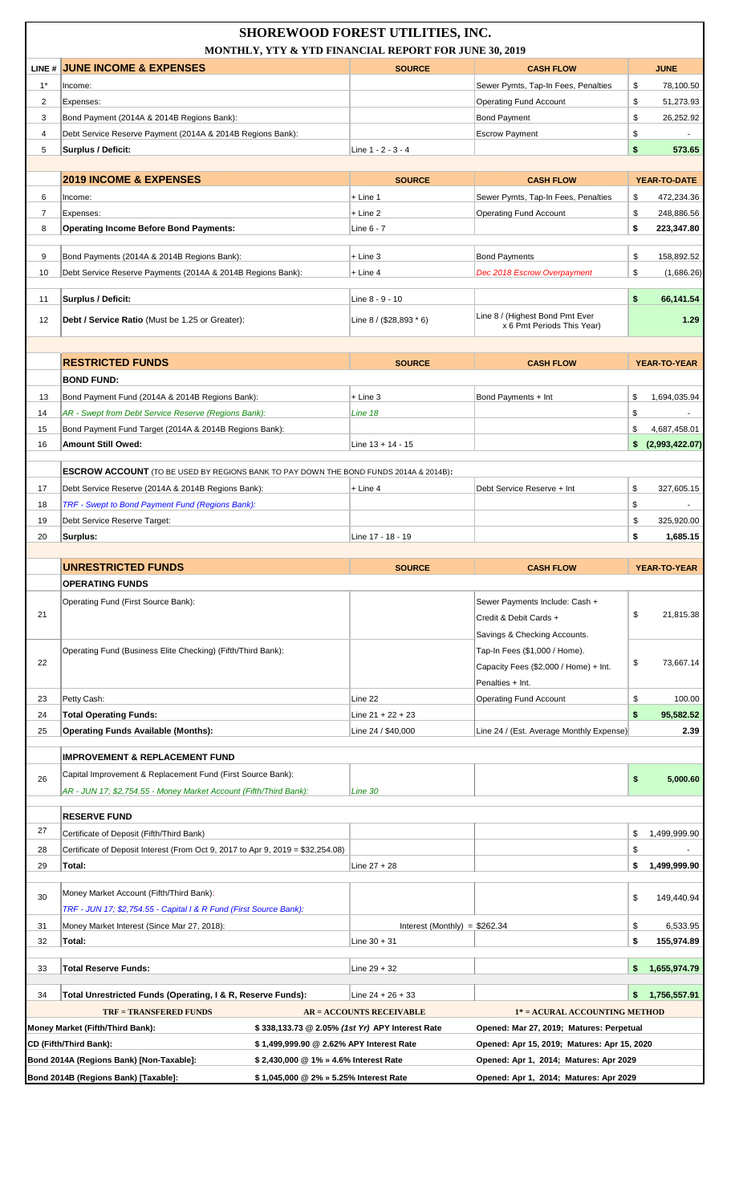# SHOREWOOD FOREST UTILITIES, INC.

## MONTHLY, YTY & YTD FINANCIAL REPORT FOR JUNE 30, 2019

| LINE # | JUNE INCOME & EXPENSES | SOURCE | CASH FLOW | JUNE |
|---|---|---|---|---|
| 1* | Income: | | Sewer Pymts, Tap-In Fees, Penalties | $ 78,100.50 |
| 2 | Expenses: | | Operating Fund Account | $ 51,273.93 |
| 3 | Bond Payment (2014A & 2014B Regions Bank): | | Bond Payment | $ 26,252.92 |
| 4 | Debt Service Reserve Payment (2014A & 2014B Regions Bank): | | Escrow Payment | $ - |
| 5 | **Surplus / Deficit:** | Line 1 - 2 - 3 - 4 | | **$ 573.65** |
| | **2019 INCOME & EXPENSES** | **SOURCE** | **CASH FLOW** | **YEAR-TO-DATE** |
| 6 | Income: | + Line 1 | Sewer Pymts, Tap-In Fees, Penalties | $ 472,234.36 |
| 7 | Expenses: | + Line 2 | Operating Fund Account | $ 248,886.56 |
| 8 | **Operating Income Before Bond Payments:** | Line 6 - 7 | | **$ 223,347.80** |
| 9 | Bond Payments (2014A & 2014B Regions Bank): | + Line 3 | Bond Payments | $ 158,892.52 |
| 10 | Debt Service Reserve Payments (2014A & 2014B Regions Bank): | + Line 4 | *Dec 2018 Escrow Overpayment* | $ (1,686.26) |
| 11 | **Surplus / Deficit:** | Line 8 - 9 - 10 | | **$ 66,141.54** |
| 12 | **Debt / Service Ratio** (Must be 1.25 or Greater): | Line 8 / ($28,893 * 6) | Line 8 / (Highest Bond Pmt Ever x 6 Pmt Periods This Year) | **1.29** |
| | **RESTRICTED FUNDS** | **SOURCE** | **CASH FLOW** | **YEAR-TO-YEAR** |
| | **BOND FUND:** | | | |
| 13 | Bond Payment Fund (2014A & 2014B Regions Bank): | + Line 3 | Bond Payments + Int | $ 1,694,035.94 |
| 14 | *AR - Swept from Debt Service Reserve (Regions Bank):* | *Line 18* | | $ - |
| 15 | Bond Payment Fund Target (2014A & 2014B Regions Bank): | | | $ 4,687,458.01 |
| 16 | **Amount Still Owed:** | Line 13 + 14 - 15 | | **$ (2,993,422.07)** |
| | **ESCROW ACCOUNT** (TO BE USED BY REGIONS BANK TO PAY DOWN THE BOND FUNDS 2014A & 2014B)**:** | | | |
| 17 | Debt Service Reserve (2014A & 2014B Regions Bank): | + Line 4 | Debt Service Reserve + Int | $ 327,605.15 |
| 18 | *TRF - Swept to Bond Payment Fund (Regions Bank):* | | | $ - |
| 19 | Debt Service Reserve Target: | | | $ 325,920.00 |
| 20 | **Surplus:** | Line 17 - 18 - 19 | | **$ 1,685.15** |
| | **UNRESTRICTED FUNDS** | **SOURCE** | **CASH FLOW** | **YEAR-TO-YEAR** |
| | **OPERATING FUNDS** | | | |
| 21 | Operating Fund (First Source Bank): | | Sewer Payments Include: Cash + Credit & Debit Cards + Savings & Checking Accounts. | $ 21,815.38 |
| 22 | Operating Fund (Business Elite Checking) (Fifth/Third Bank): | | Tap-In Fees ($1,000 / Home). Capacity Fees ($2,000 / Home) + Int. Penalties + Int. | $ 73,667.14 |
| 23 | Petty Cash: | Line 22 | Operating Fund Account | $ 100.00 |
| 24 | **Total Operating Funds:** | Line 21 + 22 + 23 | | **$ 95,582.52** |
| 25 | **Operating Funds Available (Months):** | Line 24 / $40,000 | Line 24 / (Est. Average Monthly Expense) | **2.39** |
| | **IMPROVEMENT & REPLACEMENT FUND** | | | |
| 26 | Capital Improvement & Replacement Fund (First Source Bank): *AR - JUN 17; $2,754.55 - Money Market Account (Fifth/Third Bank):* | *Line 30* | | **$ 5,000.60** |
| | **RESERVE FUND** | | | |
| 27 | Certificate of Deposit (Fifth/Third Bank) | | | $ 1,499,999.90 |
| 28 | Certificate of Deposit Interest (From Oct 9, 2017 to Apr 9, 2019 = $32,254.08) | | | $ - |
| 29 | **Total:** | Line 27 + 28 | | **$ 1,499,999.90** |
| 30 | Money Market Account (Fifth/Third Bank): *TRF - JUN 17; $2,754.55 - Capital I & R Fund (First Source Bank):* | | | $ 149,440.94 |
| 31 | Money Market Interest (Since Mar 27, 2018): | Interest (Monthly) = $262.34 | | $ 6,533.95 |
| 32 | **Total:** | Line 30 + 31 | | **$ 155,974.89** |
| 33 | **Total Reserve Funds:** | Line 29 + 32 | | **$ 1,655,974.79** |
| 34 | **Total Unrestricted Funds (Operating, I & R, Reserve Funds):** | Line 24 + 26 + 33 | | **$ 1,756,557.91** |

| TRF = TRANSFERED FUNDS | AR = ACCOUNTS RECEIVABLE | 1* = ACURAL ACCOUNTING METHOD |
|---|---|---|
| **Money Market (Fifth/Third Bank):** | **$ 338,133.73 @ 2.05% *(1st Yr)* APY Interest Rate** | **Opened: Mar 27, 2019; Matures: Perpetual** |
| **CD (Fifth/Third Bank):** | **$ 1,499,999.90 @ 2.62% APY Interest Rate** | **Opened: Apr 15, 2019; Matures: Apr 15, 2020** |
| **Bond 2014A (Regions Bank) [Non-Taxable]:** | **$ 2,430,000 @ 1% » 4.6% Interest Rate** | **Opened: Apr 1, 2014; Matures: Apr 2029** |
| **Bond 2014B (Regions Bank) [Taxable]:** | **$ 1,045,000 @ 2% » 5.25% Interest Rate** | **Opened: Apr 1, 2014; Matures: Apr 2029** |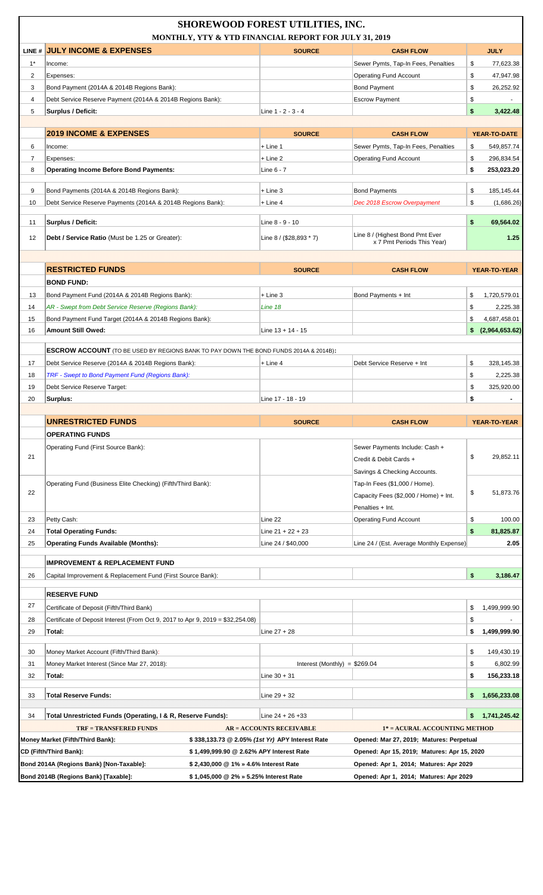# SHOREWOOD FOREST UTILITIES, INC.

## MONTHLY, YTY & YTD FINANCIAL REPORT FOR JULY 31, 2019

| LINE # | JULY INCOME & EXPENSES | SOURCE | CASH FLOW | JULY |
|---|---|---|---|---|
| 1* | Income: | | Sewer Pymts, Tap-In Fees, Penalties | $ 77,623.38 |
| 2 | Expenses: | | Operating Fund Account | $ 47,947.98 |
| 3 | Bond Payment (2014A & 2014B Regions Bank): | | Bond Payment | $ 26,252.92 |
| 4 | Debt Service Reserve Payment (2014A & 2014B Regions Bank): | | Escrow Payment | $ - |
| 5 | **Surplus / Deficit:** | Line 1 - 2 - 3 - 4 | | **$ 3,422.48** |

| | 2019 INCOME & EXPENSES | SOURCE | CASH FLOW | YEAR-TO-DATE |
|---|---|---|---|---|
| 6 | Income: | + Line 1 | Sewer Pymts, Tap-In Fees, Penalties | $ 549,857.74 |
| 7 | Expenses: | + Line 2 | Operating Fund Account | $ 296,834.54 |
| 8 | **Operating Income Before Bond Payments:** | Line 6 - 7 | | **$ 253,023.20** |
| 9 | Bond Payments (2014A & 2014B Regions Bank): | + Line 3 | Bond Payments | $ 185,145.44 |
| 10 | Debt Service Reserve Payments (2014A & 2014B Regions Bank): | + Line 4 | *Dec 2018 Escrow Overpayment* | $ (1,686.26) |
| 11 | **Surplus / Deficit:** | Line 8 - 9 - 10 | | **$ 69,564.02** |
| 12 | **Debt / Service Ratio** (Must be 1.25 or Greater): | Line 8 / ($28,893 * 7) | Line 8 / (Highest Bond Pmt Ever x 7 Pmt Periods This Year) | **1.25** |

| | RESTRICTED FUNDS | SOURCE | CASH FLOW | YEAR-TO-YEAR |
|---|---|---|---|---|
| | **BOND FUND:** | | | |
| 13 | Bond Payment Fund (2014A & 2014B Regions Bank): | + Line 3 | Bond Payments + Int | $ 1,720,579.01 |
| 14 | *AR - Swept from Debt Service Reserve (Regions Bank):* | *Line 18* | | $ 2,225.38 |
| 15 | Bond Payment Fund Target (2014A & 2014B Regions Bank): | | | $ 4,687,458.01 |
| 16 | **Amount Still Owed:** | Line 13 + 14 - 15 | | **$ (2,964,653.62)** |
| | **ESCROW ACCOUNT** (TO BE USED BY REGIONS BANK TO PAY DOWN THE BOND FUNDS 2014A & 2014B): | | | |
| 17 | Debt Service Reserve (2014A & 2014B Regions Bank): | + Line 4 | Debt Service Reserve + Int | $ 328,145.38 |
| 18 | *TRF - Swept to Bond Payment Fund (Regions Bank):* | | | $ 2,225.38 |
| 19 | Debt Service Reserve Target: | | | $ 325,920.00 |
| 20 | **Surplus:** | Line 17 - 18 - 19 | | **$ -** |

| | UNRESTRICTED FUNDS | SOURCE | CASH FLOW | YEAR-TO-YEAR |
|---|---|---|---|---|
| | **OPERATING FUNDS** | | | |
| 21 | Operating Fund (First Source Bank): | | Sewer Payments Include: Cash + Credit & Debit Cards + Savings & Checking Accounts. | $ 29,852.11 |
| 22 | Operating Fund (Business Elite Checking) (Fifth/Third Bank): | | Tap-In Fees ($1,000 / Home). Capacity Fees ($2,000 / Home) + Int. Penalties + Int. | $ 51,873.76 |
| 23 | Petty Cash: | Line 22 | Operating Fund Account | $ 100.00 |
| 24 | **Total Operating Funds:** | Line 21 + 22 + 23 | | **$ 81,825.87** |
| 25 | **Operating Funds Available (Months):** | Line 24 / $40,000 | Line 24 / (Est. Average Monthly Expense) | **2.05** |
| | **IMPROVEMENT & REPLACEMENT FUND** | | | |
| 26 | Capital Improvement & Replacement Fund (First Source Bank): | | | **$ 3,186.47** |
| | **RESERVE FUND** | | | |
| 27 | Certificate of Deposit (Fifth/Third Bank) | | | $ 1,499,999.90 |
| 28 | Certificate of Deposit Interest (From Oct 9, 2017 to Apr 9, 2019 = $32,254.08) | | | $ - |
| 29 | **Total:** | Line 27 + 28 | | **$ 1,499,999.90** |
| 30 | Money Market Account (Fifth/Third Bank): | | | $ 149,430.19 |
| 31 | Money Market Interest (Since Mar 27, 2018): | Interest (Monthly) = $269.04 | | $ 6,802.99 |
| 32 | **Total:** | Line 30 + 31 | | **$ 156,233.18** |
| 33 | **Total Reserve Funds:** | Line 29 + 32 | | **$ 1,656,233.08** |
| 34 | **Total Unrestricted Funds (Operating, I & R, Reserve Funds):** | Line 24 + 26 +33 | | **$ 1,741,245.42** |

| TRF = TRANSFERED FUNDS | AR = ACCOUNTS RECEIVABLE | 1* = ACURAL ACCOUNTING METHOD |
|---|---|---|
| **Money Market (Fifth/Third Bank):** | $ 338,133.73 @ 2.05% *(1st Yr)* APY Interest Rate | Opened: Mar 27, 2019; Matures: Perpetual |
| **CD (Fifth/Third Bank):** | $ 1,499,999.90 @ 2.62% APY Interest Rate | Opened: Apr 15, 2019; Matures: Apr 15, 2020 |
| **Bond 2014A (Regions Bank) [Non-Taxable]:** | $ 2,430,000 @ 1% » 4.6% Interest Rate | Opened: Apr 1, 2014; Matures: Apr 2029 |
| **Bond 2014B (Regions Bank) [Taxable]:** | $ 1,045,000 @ 2% » 5.25% Interest Rate | Opened: Apr 1, 2014; Matures: Apr 2029 |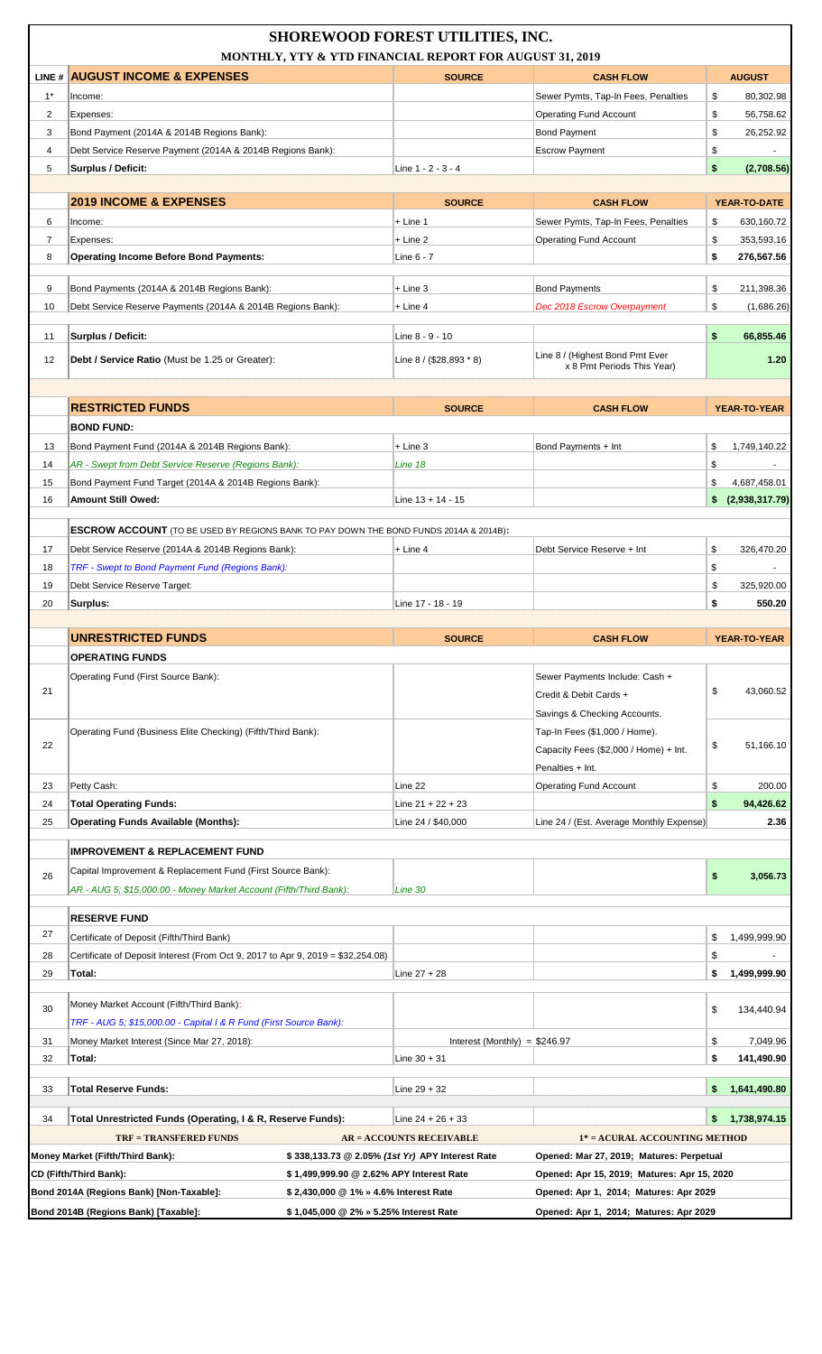# SHOREWOOD FOREST UTILITIES, INC.

## MONTHLY, YTY & YTD FINANCIAL REPORT FOR AUGUST 31, 2019

| LINE # | AUGUST INCOME & EXPENSES | SOURCE | CASH FLOW | AUGUST |
|---|---|---|---|---|
| 1* | Income: | | Sewer Pymts, Tap-In Fees, Penalties | $ 80,302.98 |
| 2 | Expenses: | | Operating Fund Account | $ 56,758.62 |
| 3 | Bond Payment (2014A & 2014B Regions Bank): | | Bond Payment | $ 26,252.92 |
| 4 | Debt Service Reserve Payment (2014A & 2014B Regions Bank): | | Escrow Payment | $ - |
| 5 | **Surplus / Deficit:** | Line 1 - 2 - 3 - 4 | | **$ (2,708.56)** |

| LINE # | 2019 INCOME & EXPENSES | SOURCE | CASH FLOW | YEAR-TO-DATE |
|---|---|---|---|---|
| 6 | Income: | + Line 1 | Sewer Pymts, Tap-In Fees, Penalties | $ 630,160.72 |
| 7 | Expenses: | + Line 2 | Operating Fund Account | $ 353,593.16 |
| 8 | **Operating Income Before Bond Payments:** | Line 6 - 7 | | **$ 276,567.56** |
| 9 | Bond Payments (2014A & 2014B Regions Bank): | + Line 3 | Bond Payments | $ 211,398.36 |
| 10 | Debt Service Reserve Payments (2014A & 2014B Regions Bank): | + Line 4 | *Dec 2018 Escrow Overpayment* | $ (1,686.26) |
| 11 | **Surplus / Deficit:** | Line 8 - 9 - 10 | | **$ 66,855.46** |
| 12 | **Debt / Service Ratio** (Must be 1.25 or Greater): | Line 8 / ($28,893 * 8) | Line 8 / (Highest Bond Pmt Ever x 8 Pmt Periods This Year) | **1.20** |

| LINE # | RESTRICTED FUNDS | SOURCE | CASH FLOW | YEAR-TO-YEAR |
|---|---|---|---|---|
| | **BOND FUND:** | | | |
| 13 | Bond Payment Fund (2014A & 2014B Regions Bank): | + Line 3 | Bond Payments + Int | $ 1,749,140.22 |
| 14 | *AR - Swept from Debt Service Reserve (Regions Bank):* | *Line 18* | | $ - |
| 15 | Bond Payment Fund Target (2014A & 2014B Regions Bank): | | | $ 4,687,458.01 |
| 16 | **Amount Still Owed:** | Line 13 + 14 - 15 | | **$ (2,938,317.79)** |
| | **ESCROW ACCOUNT** (TO BE USED BY REGIONS BANK TO PAY DOWN THE BOND FUNDS 2014A & 2014B): | | | |
| 17 | Debt Service Reserve (2014A & 2014B Regions Bank): | + Line 4 | Debt Service Reserve + Int | $ 326,470.20 |
| 18 | *TRF - Swept to Bond Payment Fund (Regions Bank):* | | | $ - |
| 19 | Debt Service Reserve Target: | | | $ 325,920.00 |
| 20 | **Surplus:** | Line 17 - 18 - 19 | | **$ 550.20** |

| LINE # | UNRESTRICTED FUNDS | SOURCE | CASH FLOW | YEAR-TO-YEAR |
|---|---|---|---|---|
| | **OPERATING FUNDS** | | | |
| 21 | Operating Fund (First Source Bank): | | Sewer Payments Include: Cash + Credit & Debit Cards + Savings & Checking Accounts. | $ 43,060.52 |
| 22 | Operating Fund (Business Elite Checking) (Fifth/Third Bank): | | Tap-In Fees ($1,000 / Home). Capacity Fees ($2,000 / Home) + Int. Penalties + Int. | $ 51,166.10 |
| 23 | Petty Cash: | Line 22 | Operating Fund Account | $ 200.00 |
| 24 | **Total Operating Funds:** | Line 21 + 22 + 23 | | **$ 94,426.62** |
| 25 | **Operating Funds Available (Months):** | Line 24 / $40,000 | Line 24 / (Est. Average Monthly Expense) | **2.36** |
| | **IMPROVEMENT & REPLACEMENT FUND** | | | |
| 26 | Capital Improvement & Replacement Fund (First Source Bank): *AR - AUG 5; $15,000.00 - Money Market Account (Fifth/Third Bank):* | *Line 30* | | **$ 3,056.73** |
| | **RESERVE FUND** | | | |
| 27 | Certificate of Deposit (Fifth/Third Bank) | | | $ 1,499,999.90 |
| 28 | Certificate of Deposit Interest (From Oct 9, 2017 to Apr 9, 2019 = $32,254.08) | | | $ - |
| 29 | **Total:** | Line 27 + 28 | | **$ 1,499,999.90** |
| 30 | Money Market Account (Fifth/Third Bank): *TRF - AUG 5; $15,000.00 - Capital I & R Fund (First Source Bank):* | | | $ 134,440.94 |
| 31 | Money Market Interest (Since Mar 27, 2018): | Interest (Monthly) = $246.97 | | $ 7,049.96 |
| 32 | **Total:** | Line 30 + 31 | | **$ 141,490.90** |
| 33 | **Total Reserve Funds:** | Line 29 + 32 | | **$ 1,641,490.80** |
| 34 | **Total Unrestricted Funds (Operating, I & R, Reserve Funds):** | Line 24 + 26 + 33 | | **$ 1,738,974.15** |

| TRF = TRANSFERED FUNDS | AR = ACCOUNTS RECEIVABLE | 1* = ACURAL ACCOUNTING METHOD |
|---|---|---|
| **Money Market (Fifth/Third Bank):** | **$ 338,133.73 @ 2.05% *(1st Yr)* APY Interest Rate** | **Opened: Mar 27, 2019; Matures: Perpetual** |
| **CD (Fifth/Third Bank):** | **$ 1,499,999.90 @ 2.62% APY Interest Rate** | **Opened: Apr 15, 2019; Matures: Apr 15, 2020** |
| **Bond 2014A (Regions Bank) [Non-Taxable]:** | **$ 2,430,000 @ 1% » 4.6% Interest Rate** | **Opened: Apr 1, 2014; Matures: Apr 2029** |
| **Bond 2014B (Regions Bank) [Taxable]:** | **$ 1,045,000 @ 2% » 5.25% Interest Rate** | **Opened: Apr 1, 2014; Matures: Apr 2029** |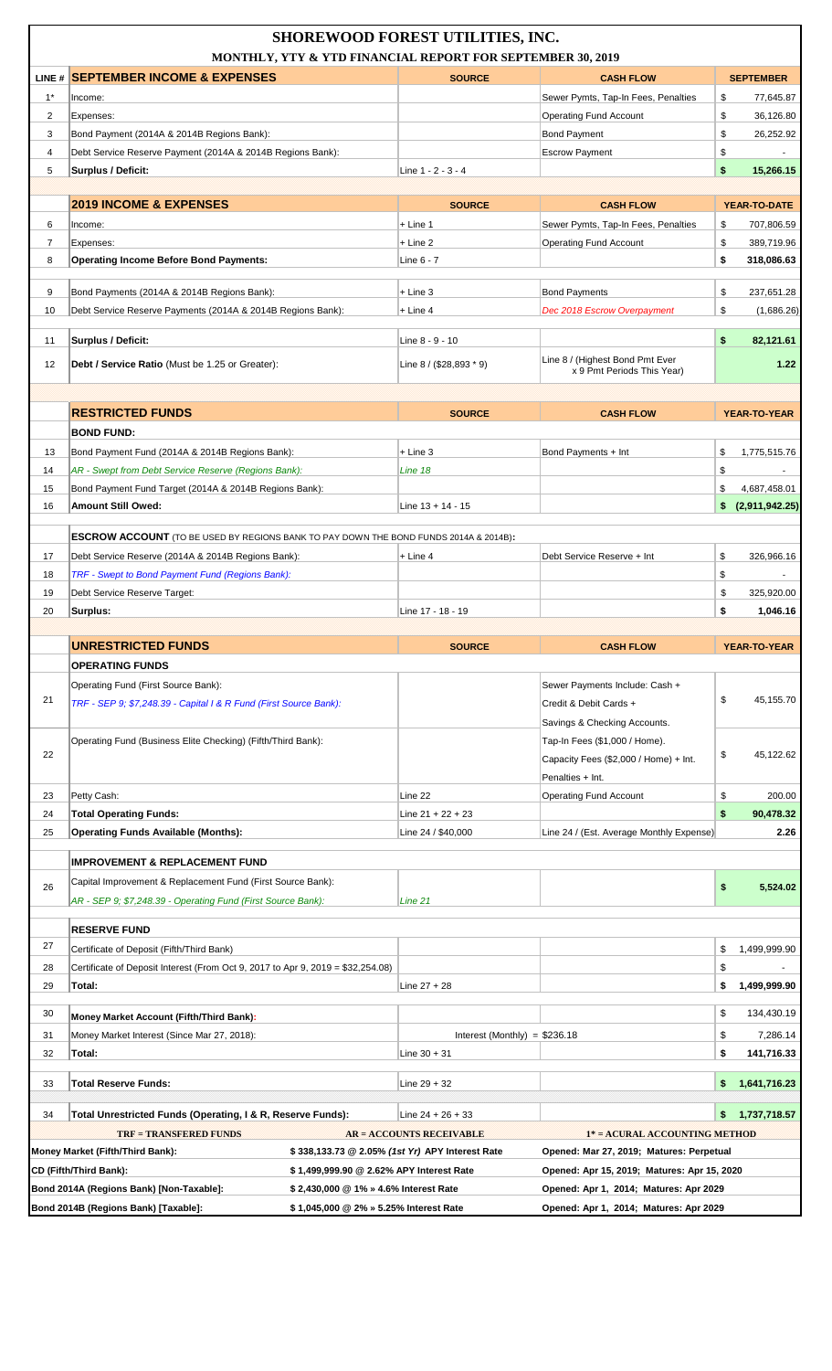# SHOREWOOD FOREST UTILITIES, INC.

**MONTHLY, YTY & YTD FINANCIAL REPORT FOR SEPTEMBER 30, 2019**

| LINE # | SEPTEMBER INCOME & EXPENSES | SOURCE | CASH FLOW | SEPTEMBER |
|---|---|---|---|---|
| 1* | Income: | | Sewer Pymts, Tap-In Fees, Penalties | $ 77,645.87 |
| 2 | Expenses: | | Operating Fund Account | $ 36,126.80 |
| 3 | Bond Payment (2014A & 2014B Regions Bank): | | Bond Payment | $ 26,252.92 |
| 4 | Debt Service Reserve Payment (2014A & 2014B Regions Bank): | | Escrow Payment | $ - |
| 5 | **Surplus / Deficit:** | Line 1 - 2 - 3 - 4 | | **$ 15,266.15** |

| | 2019 INCOME & EXPENSES | SOURCE | CASH FLOW | YEAR-TO-DATE |
|---|---|---|---|---|
| 6 | Income: | + Line 1 | Sewer Pymts, Tap-In Fees, Penalties | $ 707,806.59 |
| 7 | Expenses: | + Line 2 | Operating Fund Account | $ 389,719.96 |
| 8 | **Operating Income Before Bond Payments:** | Line 6 - 7 | | **$ 318,086.63** |
| 9 | Bond Payments (2014A & 2014B Regions Bank): | + Line 3 | Bond Payments | $ 237,651.28 |
| 10 | Debt Service Reserve Payments (2014A & 2014B Regions Bank): | + Line 4 | *Dec 2018 Escrow Overpayment* | $ (1,686.26) |
| 11 | **Surplus / Deficit:** | Line 8 - 9 - 10 | | **$ 82,121.61** |
| 12 | **Debt / Service Ratio** (Must be 1.25 or Greater): | Line 8 / ($28,893 * 9) | Line 8 / (Highest Bond Pmt Ever x 9 Pmt Periods This Year) | **1.22** |

| | RESTRICTED FUNDS | SOURCE | CASH FLOW | YEAR-TO-YEAR |
|---|---|---|---|---|
| | **BOND FUND:** | | | |
| 13 | Bond Payment Fund (2014A & 2014B Regions Bank): | + Line 3 | Bond Payments + Int | $ 1,775,515.76 |
| 14 | *AR - Swept from Debt Service Reserve (Regions Bank):* | *Line 18* | | $ - |
| 15 | Bond Payment Fund Target (2014A & 2014B Regions Bank): | | | $ 4,687,458.01 |
| 16 | **Amount Still Owed:** | Line 13 + 14 - 15 | | **$ (2,911,942.25)** |
| | **ESCROW ACCOUNT** (TO BE USED BY REGIONS BANK TO PAY DOWN THE BOND FUNDS 2014A & 2014B): | | | |
| 17 | Debt Service Reserve (2014A & 2014B Regions Bank): | + Line 4 | Debt Service Reserve + Int | $ 326,966.16 |
| 18 | *TRF - Swept to Bond Payment Fund (Regions Bank):* | | | $ - |
| 19 | Debt Service Reserve Target: | | | $ 325,920.00 |
| 20 | **Surplus:** | Line 17 - 18 - 19 | | **$ 1,046.16** |

| | UNRESTRICTED FUNDS | SOURCE | CASH FLOW | YEAR-TO-YEAR |
|---|---|---|---|---|
| | **OPERATING FUNDS** | | | |
| 21 | Operating Fund (First Source Bank): *TRF - SEP 9; $7,248.39 - Capital I & R Fund (First Source Bank):* | | Sewer Payments Include: Cash + Credit & Debit Cards + Savings & Checking Accounts. | $ 45,155.70 |
| 22 | Operating Fund (Business Elite Checking) (Fifth/Third Bank): | | Tap-In Fees ($1,000 / Home). Capacity Fees ($2,000 / Home) + Int. Penalties + Int. | $ 45,122.62 |
| 23 | Petty Cash: | Line 22 | Operating Fund Account | $ 200.00 |
| 24 | **Total Operating Funds:** | Line 21 + 22 + 23 | | **$ 90,478.32** |
| 25 | **Operating Funds Available (Months):** | Line 24 / $40,000 | Line 24 / (Est. Average Monthly Expense) | **2.26** |
| | **IMPROVEMENT & REPLACEMENT FUND** | | | |
| 26 | Capital Improvement & Replacement Fund (First Source Bank): *AR - SEP 9; $7,248.39 - Operating Fund (First Source Bank):* | *Line 21* | | **$ 5,524.02** |
| | **RESERVE FUND** | | | |
| 27 | Certificate of Deposit (Fifth/Third Bank) | | | $ 1,499,999.90 |
| 28 | Certificate of Deposit Interest (From Oct 9, 2017 to Apr 9, 2019 = $32,254.08) | | | $ - |
| 29 | **Total:** | Line 27 + 28 | | **$ 1,499,999.90** |
| 30 | **Money Market Account (Fifth/Third Bank):** | | | $ 134,430.19 |
| 31 | Money Market Interest (Since Mar 27, 2018): | Interest (Monthly) = $236.18 | | $ 7,286.14 |
| 32 | **Total:** | Line 30 + 31 | | **$ 141,716.33** |
| 33 | **Total Reserve Funds:** | Line 29 + 32 | | **$ 1,641,716.23** |
| 34 | **Total Unrestricted Funds (Operating, I & R, Reserve Funds):** | Line 24 + 26 + 33 | | **$ 1,737,718.57** |

| TRF = TRANSFERED FUNDS | AR = ACCOUNTS RECEIVABLE | 1* = ACURAL ACCOUNTING METHOD |
|---|---|---|
| **Money Market (Fifth/Third Bank):** | **$ 338,133.73 @ 2.05% *(1st Yr)* APY Interest Rate** | **Opened: Mar 27, 2019; Matures: Perpetual** |
| **CD (Fifth/Third Bank):** | **$ 1,499,999.90 @ 2.62% APY Interest Rate** | **Opened: Apr 15, 2019; Matures: Apr 15, 2020** |
| **Bond 2014A (Regions Bank) [Non-Taxable]:** | **$ 2,430,000 @ 1% » 4.6% Interest Rate** | **Opened: Apr 1, 2014; Matures: Apr 2029** |
| **Bond 2014B (Regions Bank) [Taxable]:** | **$ 1,045,000 @ 2% » 5.25% Interest Rate** | **Opened: Apr 1, 2014; Matures: Apr 2029** |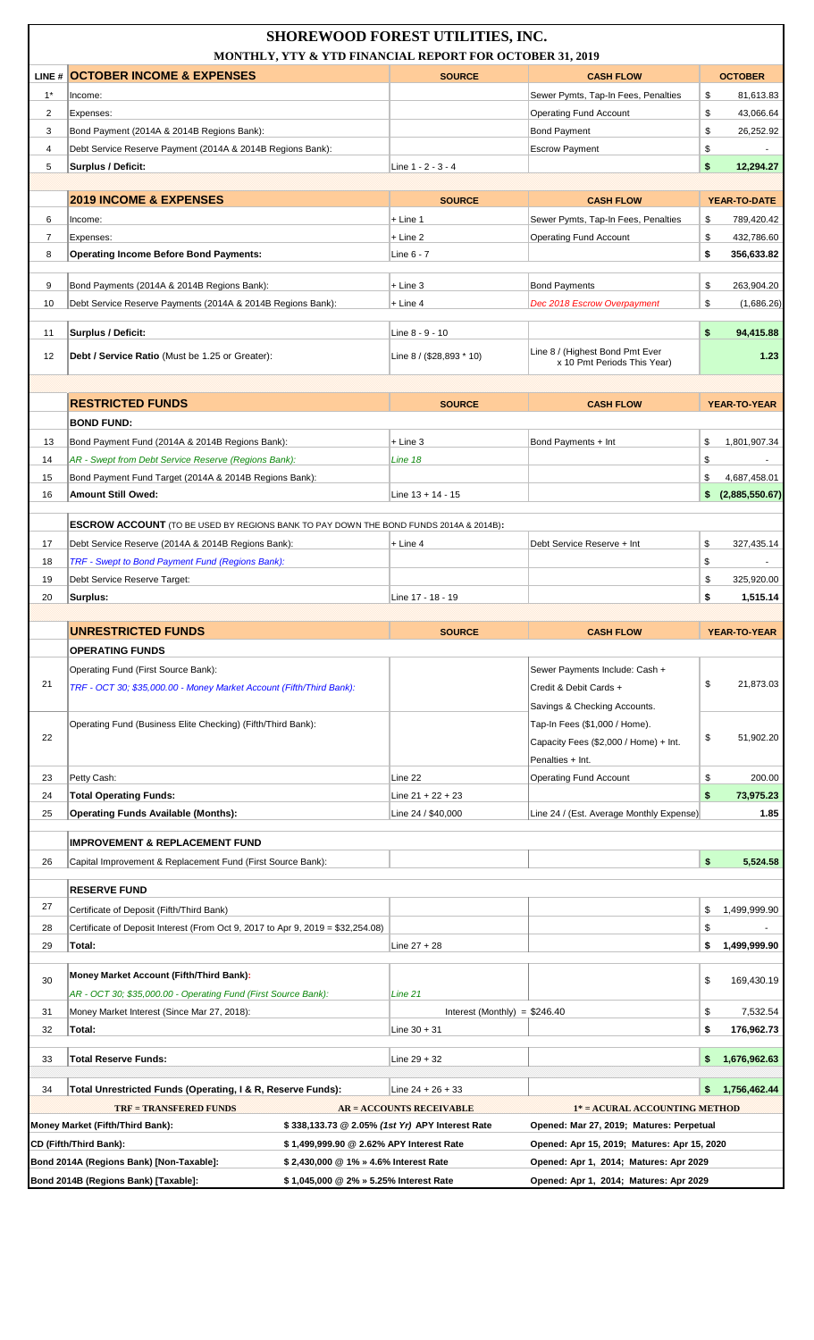# SHOREWOOD FOREST UTILITIES, INC.

## MONTHLY, YTY & YTD FINANCIAL REPORT FOR OCTOBER 31, 2019

| LINE # | OCTOBER INCOME & EXPENSES | SOURCE | CASH FLOW | OCTOBER |
|---|---|---|---|---|
| 1* | Income: | | Sewer Pymts, Tap-In Fees, Penalties | $ 81,613.83 |
| 2 | Expenses: | | Operating Fund Account | $ 43,066.64 |
| 3 | Bond Payment (2014A & 2014B Regions Bank): | | Bond Payment | $ 26,252.92 |
| 4 | Debt Service Reserve Payment (2014A & 2014B Regions Bank): | | Escrow Payment | $ - |
| 5 | **Surplus / Deficit:** | Line 1 - 2 - 3 - 4 | | **$ 12,294.27** |

| LINE # | 2019 INCOME & EXPENSES | SOURCE | CASH FLOW | YEAR-TO-DATE |
|---|---|---|---|---|
| 6 | Income: | + Line 1 | Sewer Pymts, Tap-In Fees, Penalties | $ 789,420.42 |
| 7 | Expenses: | + Line 2 | Operating Fund Account | $ 432,786.60 |
| 8 | **Operating Income Before Bond Payments:** | Line 6 - 7 | | **$ 356,633.82** |
| 9 | Bond Payments (2014A & 2014B Regions Bank): | + Line 3 | Bond Payments | $ 263,904.20 |
| 10 | Debt Service Reserve Payments (2014A & 2014B Regions Bank): | + Line 4 | *Dec 2018 Escrow Overpayment* | $ (1,686.26) |
| 11 | **Surplus / Deficit:** | Line 8 - 9 - 10 | | **$ 94,415.88** |
| 12 | **Debt / Service Ratio** (Must be 1.25 or Greater): | Line 8 / ($28,893 * 10) | Line 8 / (Highest Bond Pmt Ever x 10 Pmt Periods This Year) | **1.23** |

| LINE # | RESTRICTED FUNDS | SOURCE | CASH FLOW | YEAR-TO-YEAR |
|---|---|---|---|---|
| | **BOND FUND:** | | | |
| 13 | Bond Payment Fund (2014A & 2014B Regions Bank): | + Line 3 | Bond Payments + Int | $ 1,801,907.34 |
| 14 | *AR - Swept from Debt Service Reserve (Regions Bank):* | *Line 18* | | $ - |
| 15 | Bond Payment Fund Target (2014A & 2014B Regions Bank): | | | $ 4,687,458.01 |
| 16 | **Amount Still Owed:** | Line 13 + 14 - 15 | | **$ (2,885,550.67)** |
| | **ESCROW ACCOUNT** (TO BE USED BY REGIONS BANK TO PAY DOWN THE BOND FUNDS 2014A & 2014B): | | | |
| 17 | Debt Service Reserve (2014A & 2014B Regions Bank): | + Line 4 | Debt Service Reserve + Int | $ 327,435.14 |
| 18 | *TRF - Swept to Bond Payment Fund (Regions Bank):* | | | $ - |
| 19 | Debt Service Reserve Target: | | | $ 325,920.00 |
| 20 | **Surplus:** | Line 17 - 18 - 19 | | **$ 1,515.14** |

| LINE # | UNRESTRICTED FUNDS | SOURCE | CASH FLOW | YEAR-TO-YEAR |
|---|---|---|---|---|
| | **OPERATING FUNDS** | | | |
| 21 | Operating Fund (First Source Bank): *TRF - OCT 30; $35,000.00 - Money Market Account (Fifth/Third Bank):* | | Sewer Payments Include: Cash + Credit & Debit Cards + Savings & Checking Accounts. | $ 21,873.03 |
| 22 | Operating Fund (Business Elite Checking) (Fifth/Third Bank): | | Tap-In Fees ($1,000 / Home). Capacity Fees ($2,000 / Home) + Int. Penalties + Int. | $ 51,902.20 |
| 23 | Petty Cash: | Line 22 | Operating Fund Account | $ 200.00 |
| 24 | **Total Operating Funds:** | Line 21 + 22 + 23 | | **$ 73,975.23** |
| 25 | **Operating Funds Available (Months):** | Line 24 / $40,000 | Line 24 / (Est. Average Monthly Expense) | **1.85** |
| | **IMPROVEMENT & REPLACEMENT FUND** | | | |
| 26 | Capital Improvement & Replacement Fund (First Source Bank): | | | **$ 5,524.58** |
| | **RESERVE FUND** | | | |
| 27 | Certificate of Deposit (Fifth/Third Bank) | | | $ 1,499,999.90 |
| 28 | Certificate of Deposit Interest (From Oct 9, 2017 to Apr 9, 2019 = $32,254.08) | | | $ - |
| 29 | **Total:** | Line 27 + 28 | | **$ 1,499,999.90** |
| 30 | **Money Market Account (Fifth/Third Bank):** *AR - OCT 30; $35,000.00 - Operating Fund (First Source Bank):* | *Line 21* | | $ 169,430.19 |
| 31 | Money Market Interest (Since Mar 27, 2018): | Interest (Monthly) = $246.40 | | $ 7,532.54 |
| 32 | **Total:** | Line 30 + 31 | | **$ 176,962.73** |
| 33 | **Total Reserve Funds:** | Line 29 + 32 | | **$ 1,676,962.63** |
| 34 | **Total Unrestricted Funds (Operating, I & R, Reserve Funds):** | Line 24 + 26 + 33 | | **$ 1,756,462.44** |

| TRF = TRANSFERED FUNDS | AR = ACCOUNTS RECEIVABLE | 1* = ACURAL ACCOUNTING METHOD |
|---|---|---|
| **Money Market (Fifth/Third Bank):** | **$ 338,133.73 @ 2.05% *(1st Yr)* APY Interest Rate** | **Opened: Mar 27, 2019; Matures: Perpetual** |
| **CD (Fifth/Third Bank):** | **$ 1,499,999.90 @ 2.62% APY Interest Rate** | **Opened: Apr 15, 2019; Matures: Apr 15, 2020** |
| **Bond 2014A (Regions Bank) [Non-Taxable]:** | **$ 2,430,000 @ 1% » 4.6% Interest Rate** | **Opened: Apr 1, 2014; Matures: Apr 2029** |
| **Bond 2014B (Regions Bank) [Taxable]:** | **$ 1,045,000 @ 2% » 5.25% Interest Rate** | **Opened: Apr 1, 2014; Matures: Apr 2029** |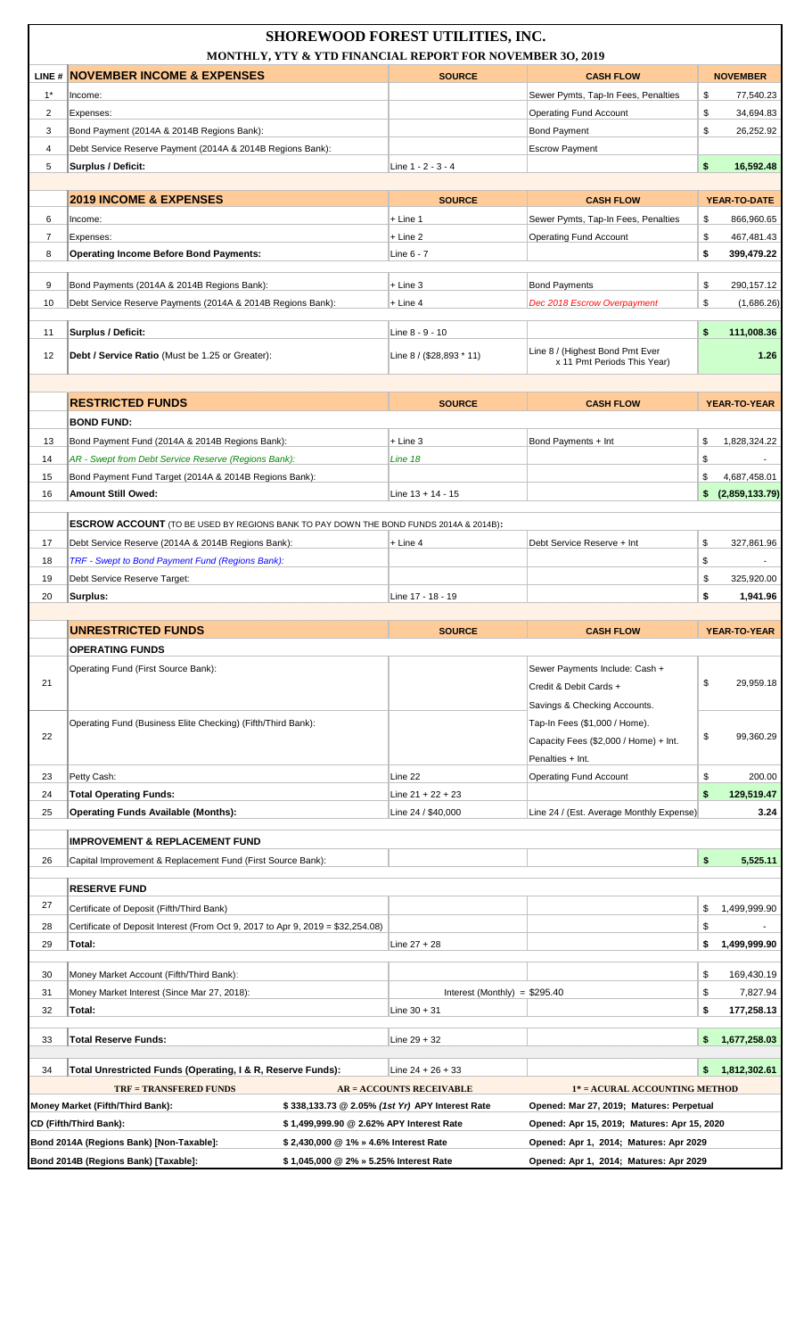# SHOREWOOD FOREST UTILITIES, INC.

## MONTHLY, YTY & YTD FINANCIAL REPORT FOR NOVEMBER 3O, 2019

| LINE # | NOVEMBER INCOME & EXPENSES | SOURCE | CASH FLOW | NOVEMBER |
|---|---|---|---|---|
| 1* | Income: | | Sewer Pymts, Tap-In Fees, Penalties | $ 77,540.23 |
| 2 | Expenses: | | Operating Fund Account | $ 34,694.83 |
| 3 | Bond Payment (2014A & 2014B Regions Bank): | | Bond Payment | $ 26,252.92 |
| 4 | Debt Service Reserve Payment (2014A & 2014B Regions Bank): | | Escrow Payment | |
| 5 | **Surplus / Deficit:** | Line 1 - 2 - 3 - 4 | | **$ 16,592.48** |
| | **2019 INCOME & EXPENSES** | **SOURCE** | **CASH FLOW** | **YEAR-TO-DATE** |
| 6 | Income: | + Line 1 | Sewer Pymts, Tap-In Fees, Penalties | $ 866,960.65 |
| 7 | Expenses: | + Line 2 | Operating Fund Account | $ 467,481.43 |
| 8 | **Operating Income Before Bond Payments:** | Line 6 - 7 | | **$ 399,479.22** |
| 9 | Bond Payments (2014A & 2014B Regions Bank): | + Line 3 | Bond Payments | $ 290,157.12 |
| 10 | Debt Service Reserve Payments (2014A & 2014B Regions Bank): | + Line 4 | *Dec 2018 Escrow Overpayment* | $ (1,686.26) |
| 11 | **Surplus / Deficit:** | Line 8 - 9 - 10 | | **$ 111,008.36** |
| 12 | **Debt / Service Ratio** (Must be 1.25 or Greater): | Line 8 / ($28,893 * 11) | Line 8 / (Highest Bond Pmt Ever x 11 Pmt Periods This Year) | **1.26** |
| | **RESTRICTED FUNDS** | **SOURCE** | **CASH FLOW** | **YEAR-TO-YEAR** |
| | **BOND FUND:** | | | |
| 13 | Bond Payment Fund (2014A & 2014B Regions Bank): | + Line 3 | Bond Payments + Int | $ 1,828,324.22 |
| 14 | *AR - Swept from Debt Service Reserve (Regions Bank):* | *Line 18* | | $ - |
| 15 | Bond Payment Fund Target (2014A & 2014B Regions Bank): | | | $ 4,687,458.01 |
| 16 | **Amount Still Owed:** | Line 13 + 14 - 15 | | **$ (2,859,133.79)** |
| | **ESCROW ACCOUNT** (TO BE USED BY REGIONS BANK TO PAY DOWN THE BOND FUNDS 2014A & 2014B)**:** | | | |
| 17 | Debt Service Reserve (2014A & 2014B Regions Bank): | + Line 4 | Debt Service Reserve + Int | $ 327,861.96 |
| 18 | *TRF - Swept to Bond Payment Fund (Regions Bank):* | | | $ - |
| 19 | Debt Service Reserve Target: | | | $ 325,920.00 |
| 20 | **Surplus:** | Line 17 - 18 - 19 | | **$ 1,941.96** |
| | **UNRESTRICTED FUNDS** | **SOURCE** | **CASH FLOW** | **YEAR-TO-YEAR** |
| | **OPERATING FUNDS** | | | |
| 21 | Operating Fund (First Source Bank): | | Sewer Payments Include: Cash + Credit & Debit Cards + Savings & Checking Accounts. | $ 29,959.18 |
| 22 | Operating Fund (Business Elite Checking) (Fifth/Third Bank): | | Tap-In Fees ($1,000 / Home). Capacity Fees ($2,000 / Home) + Int. Penalties + Int. | $ 99,360.29 |
| 23 | Petty Cash: | Line 22 | Operating Fund Account | $ 200.00 |
| 24 | **Total Operating Funds:** | Line 21 + 22 + 23 | | **$ 129,519.47** |
| 25 | **Operating Funds Available (Months):** | Line 24 / $40,000 | Line 24 / (Est. Average Monthly Expense) | **3.24** |
| | **IMPROVEMENT & REPLACEMENT FUND** | | | |
| 26 | Capital Improvement & Replacement Fund (First Source Bank): | | | **$ 5,525.11** |
| | **RESERVE FUND** | | | |
| 27 | Certificate of Deposit (Fifth/Third Bank) | | | $ 1,499,999.90 |
| 28 | Certificate of Deposit Interest (From Oct 9, 2017 to Apr 9, 2019 = $32,254.08) | | | $ - |
| 29 | **Total:** | Line 27 + 28 | | **$ 1,499,999.90** |
| 30 | Money Market Account (Fifth/Third Bank): | | | $ 169,430.19 |
| 31 | Money Market Interest (Since Mar 27, 2018): | Interest (Monthly) = $295.40 | | $ 7,827.94 |
| 32 | **Total:** | Line 30 + 31 | | **$ 177,258.13** |
| 33 | **Total Reserve Funds:** | Line 29 + 32 | | **$ 1,677,258.03** |
| 34 | **Total Unrestricted Funds (Operating, I & R, Reserve Funds):** | Line 24 + 26 + 33 | | **$ 1,812,302.61** |

| TRF = TRANSFERED FUNDS | AR = ACCOUNTS RECEIVABLE | 1* = ACURAL ACCOUNTING METHOD |
|---|---|---|
| **Money Market (Fifth/Third Bank):** | **$ 338,133.73 @ 2.05% *(1st Yr)* APY Interest Rate** | **Opened: Mar 27, 2019; Matures: Perpetual** |
| **CD (Fifth/Third Bank):** | **$ 1,499,999.90 @ 2.62% APY Interest Rate** | **Opened: Apr 15, 2019; Matures: Apr 15, 2020** |
| **Bond 2014A (Regions Bank) [Non-Taxable]:** | **$ 2,430,000 @ 1% » 4.6% Interest Rate** | **Opened: Apr 1, 2014; Matures: Apr 2029** |
| **Bond 2014B (Regions Bank) [Taxable]:** | **$ 1,045,000 @ 2% » 5.25% Interest Rate** | **Opened: Apr 1, 2014; Matures: Apr 2029** |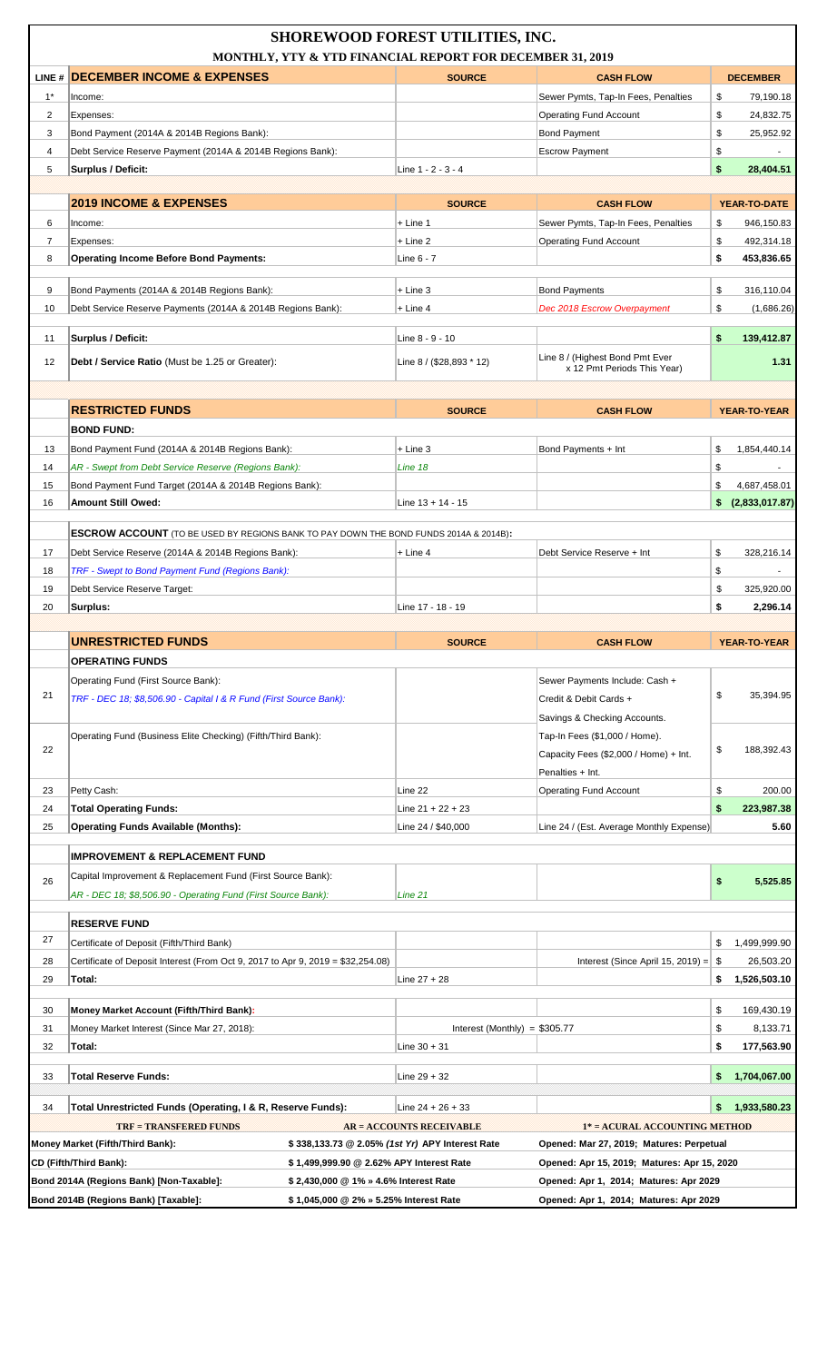# SHOREWOOD FOREST UTILITIES, INC.

## MONTHLY, YTY & YTD FINANCIAL REPORT FOR DECEMBER 31, 2019

| LINE # | DECEMBER INCOME & EXPENSES | SOURCE | CASH FLOW | DECEMBER |
|---|---|---|---|---|
| 1* | Income: | | Sewer Pymts, Tap-In Fees, Penalties | $ 79,190.18 |
| 2 | Expenses: | | Operating Fund Account | $ 24,832.75 |
| 3 | Bond Payment (2014A & 2014B Regions Bank): | | Bond Payment | $ 25,952.92 |
| 4 | Debt Service Reserve Payment (2014A & 2014B Regions Bank): | | Escrow Payment | $ - |
| 5 | **Surplus / Deficit:** | Line 1 - 2 - 3 - 4 | | **$ 28,404.51** |

| LINE # | 2019 INCOME & EXPENSES | SOURCE | CASH FLOW | YEAR-TO-DATE |
|---|---|---|---|---|
| 6 | Income: | + Line 1 | Sewer Pymts, Tap-In Fees, Penalties | $ 946,150.83 |
| 7 | Expenses: | + Line 2 | Operating Fund Account | $ 492,314.18 |
| 8 | **Operating Income Before Bond Payments:** | Line 6 - 7 | | **$ 453,836.65** |
| 9 | Bond Payments (2014A & 2014B Regions Bank): | + Line 3 | Bond Payments | $ 316,110.04 |
| 10 | Debt Service Reserve Payments (2014A & 2014B Regions Bank): | + Line 4 | *Dec 2018 Escrow Overpayment* | $ (1,686.26) |
| 11 | **Surplus / Deficit:** | Line 8 - 9 - 10 | | **$ 139,412.87** |
| 12 | **Debt / Service Ratio** (Must be 1.25 or Greater): | Line 8 / ($28,893 * 12) | Line 8 / (Highest Bond Pmt Ever x 12 Pmt Periods This Year) | **1.31** |

| LINE # | RESTRICTED FUNDS | SOURCE | CASH FLOW | YEAR-TO-YEAR |
|---|---|---|---|---|
| | **BOND FUND:** | | | |
| 13 | Bond Payment Fund (2014A & 2014B Regions Bank): | + Line 3 | Bond Payments + Int | $ 1,854,440.14 |
| 14 | *AR - Swept from Debt Service Reserve (Regions Bank):* | *Line 18* | | $ - |
| 15 | Bond Payment Fund Target (2014A & 2014B Regions Bank): | | | $ 4,687,458.01 |
| 16 | **Amount Still Owed:** | Line 13 + 14 - 15 | | **$ (2,833,017.87)** |
| | **ESCROW ACCOUNT** (TO BE USED BY REGIONS BANK TO PAY DOWN THE BOND FUNDS 2014A & 2014B): | | | |
| 17 | Debt Service Reserve (2014A & 2014B Regions Bank): | + Line 4 | Debt Service Reserve + Int | $ 328,216.14 |
| 18 | *TRF - Swept to Bond Payment Fund (Regions Bank):* | | | $ - |
| 19 | Debt Service Reserve Target: | | | $ 325,920.00 |
| 20 | **Surplus:** | Line 17 - 18 - 19 | | **$ 2,296.14** |

| LINE # | UNRESTRICTED FUNDS | SOURCE | CASH FLOW | YEAR-TO-YEAR |
|---|---|---|---|---|
| | **OPERATING FUNDS** | | | |
| 21 | Operating Fund (First Source Bank): *TRF - DEC 18; $8,506.90 - Capital I & R Fund (First Source Bank):* | | Sewer Payments Include: Cash + Credit & Debit Cards + Savings & Checking Accounts. | $ 35,394.95 |
| 22 | Operating Fund (Business Elite Checking) (Fifth/Third Bank): | | Tap-In Fees ($1,000 / Home). Capacity Fees ($2,000 / Home) + Int. Penalties + Int. | $ 188,392.43 |
| 23 | Petty Cash: | Line 22 | Operating Fund Account | $ 200.00 |
| 24 | **Total Operating Funds:** | Line 21 + 22 + 23 | | **$ 223,987.38** |
| 25 | **Operating Funds Available (Months):** | Line 24 / $40,000 | Line 24 / (Est. Average Monthly Expense) | **5.60** |
| | **IMPROVEMENT & REPLACEMENT FUND** | | | |
| 26 | Capital Improvement & Replacement Fund (First Source Bank): *AR - DEC 18; $8,506.90 - Operating Fund (First Source Bank):* | *Line 21* | | **$ 5,525.85** |
| | **RESERVE FUND** | | | |
| 27 | Certificate of Deposit (Fifth/Third Bank) | | | $ 1,499,999.90 |
| 28 | Certificate of Deposit Interest (From Oct 9, 2017 to Apr 9, 2019 = $32,254.08) | | Interest (Since April 15, 2019) = | $ 26,503.20 |
| 29 | **Total:** | Line 27 + 28 | | **$ 1,526,503.10** |
| 30 | **Money Market Account (Fifth/Third Bank):** | | | $ 169,430.19 |
| 31 | Money Market Interest (Since Mar 27, 2018): | Interest (Monthly) = $305.77 | | $ 8,133.71 |
| 32 | **Total:** | Line 30 + 31 | | **$ 177,563.90** |
| 33 | **Total Reserve Funds:** | Line 29 + 32 | | **$ 1,704,067.00** |
| 34 | **Total Unrestricted Funds (Operating, I & R, Reserve Funds):** | Line 24 + 26 + 33 | | **$ 1,933,580.23** |

| TRF = TRANSFERED FUNDS | AR = ACCOUNTS RECEIVABLE | 1* = ACURAL ACCOUNTING METHOD |
|---|---|---|
| **Money Market (Fifth/Third Bank):** | **$ 338,133.73 @ 2.05% *(1st Yr)* APY Interest Rate** | **Opened: Mar 27, 2019; Matures: Perpetual** |
| **CD (Fifth/Third Bank):** | **$ 1,499,999.90 @ 2.62% APY Interest Rate** | **Opened: Apr 15, 2019; Matures: Apr 15, 2020** |
| **Bond 2014A (Regions Bank) [Non-Taxable]:** | **$ 2,430,000 @ 1% » 4.6% Interest Rate** | **Opened: Apr 1, 2014; Matures: Apr 2029** |
| **Bond 2014B (Regions Bank) [Taxable]:** | **$ 1,045,000 @ 2% » 5.25% Interest Rate** | **Opened: Apr 1, 2014; Matures: Apr 2029** |